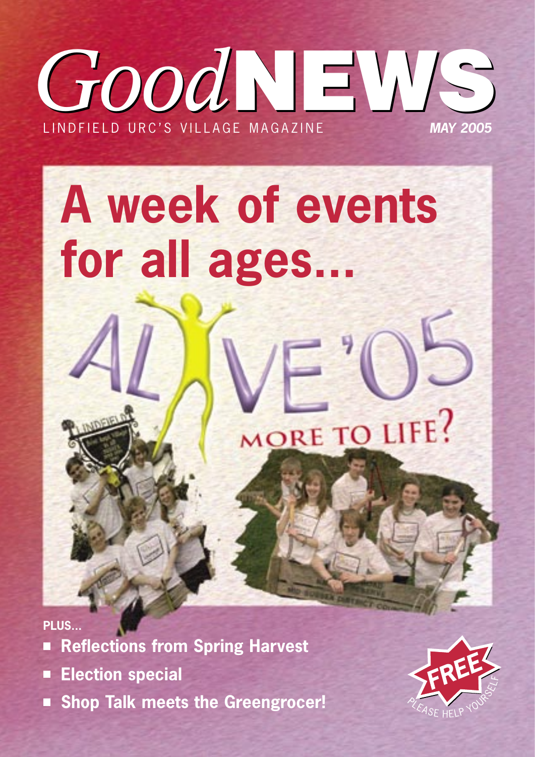# *Good* NEWS

LINDFIELD URC'S VILLAGE MAGAZINE

***MAY 2005***

# A week of events for all ages...

## ALIVE '05

### MORE TO LIFE?

**PLUS...**

- **Reflections from Spring Harvest**
- **Election special**
- **Shop Talk meets the Greengrocer!**

**FREE** PLEASE HELP YOURSELF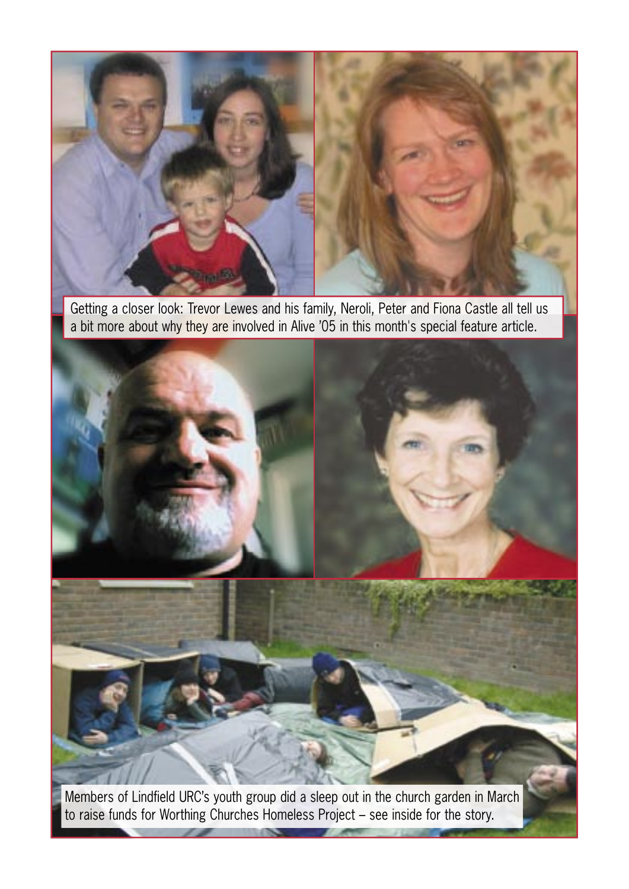Getting a closer look: Trevor Lewes and his family, Neroli, Peter and Fiona Castle all tell us a bit more about why they are involved in Alive '05 in this month's special feature article.

Members of Lindfield URC's youth group did a sleep out in the church garden in March to raise funds for Worthing Churches Homeless Project – see inside for the story.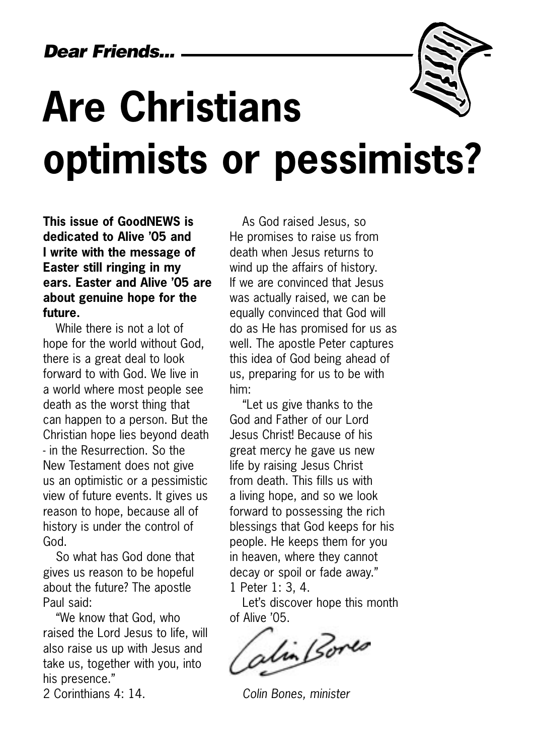*Dear Friends...*

# Are Christians optimists or pessimists?

**This issue of GoodNEWS is dedicated to Alive '05 and I write with the message of Easter still ringing in my ears. Easter and Alive '05 are about genuine hope for the future.**

While there is not a lot of hope for the world without God, there is a great deal to look forward to with God. We live in a world where most people see death as the worst thing that can happen to a person. But the Christian hope lies beyond death - in the Resurrection. So the New Testament does not give us an optimistic or a pessimistic view of future events. It gives us reason to hope, because all of history is under the control of God.

So what has God done that gives us reason to be hopeful about the future? The apostle Paul said:

"We know that God, who raised the Lord Jesus to life, will also raise us up with Jesus and take us, together with you, into his presence."
2 Corinthians 4: 14.

As God raised Jesus, so He promises to raise us from death when Jesus returns to wind up the affairs of history. If we are convinced that Jesus was actually raised, we can be equally convinced that God will do as He has promised for us as well. The apostle Peter captures this idea of God being ahead of us, preparing for us to be with him:

"Let us give thanks to the God and Father of our Lord Jesus Christ! Because of his great mercy he gave us new life by raising Jesus Christ from death. This fills us with a living hope, and so we look forward to possessing the rich blessings that God keeps for his people. He keeps them for you in heaven, where they cannot decay or spoil or fade away."
1 Peter 1: 3, 4.

Let's discover hope this month of Alive '05.

*Colin Bones, minister*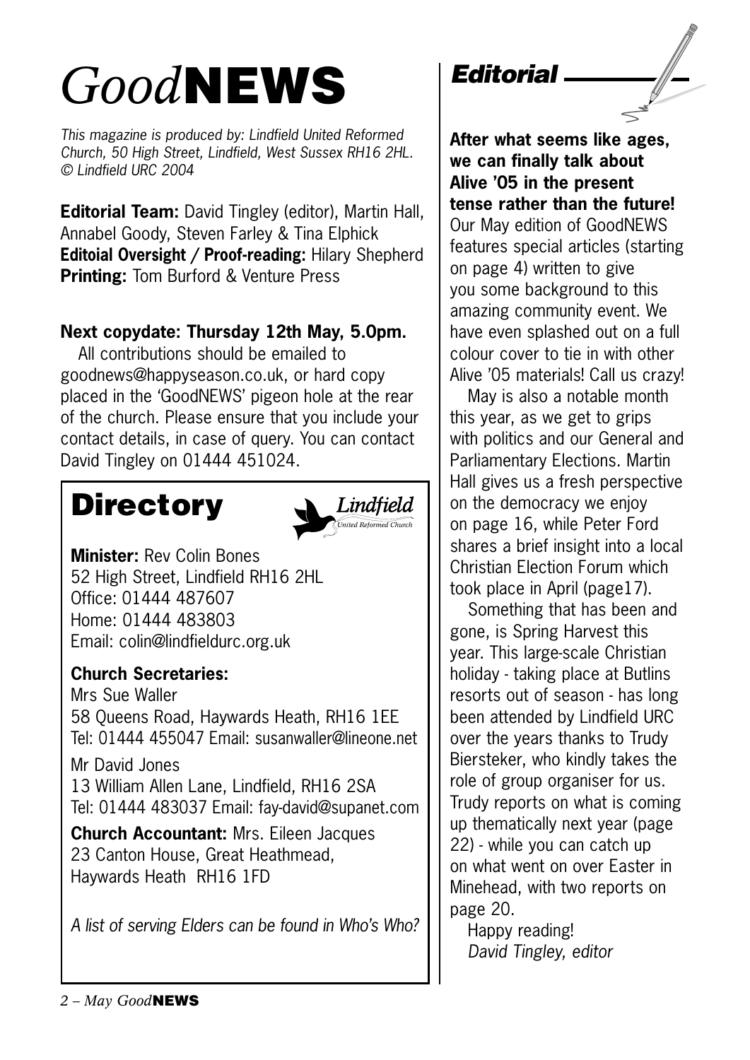# *Good*NEWS

*This magazine is produced by: Lindfield United Reformed Church, 50 High Street, Lindfield, West Sussex RH16 2HL. © Lindfield URC 2004*

**Editorial Team:** David Tingley (editor), Martin Hall, Annabel Goody, Steven Farley & Tina Elphick
**Editoial Oversight / Proof-reading:** Hilary Shepherd
**Printing:** Tom Burford & Venture Press

**Next copydate: Thursday 12th May, 5.0pm.**

All contributions should be emailed to goodnews@happyseason.co.uk, or hard copy placed in the 'GoodNEWS' pigeon hole at the rear of the church. Please ensure that you include your contact details, in case of query. You can contact David Tingley on 01444 451024.

## Directory

*Lindfield United Reformed Church*

**Minister:** Rev Colin Bones
52 High Street, Lindfield RH16 2HL
Office: 01444 487607
Home: 01444 483803
Email: colin@lindfieldurc.org.uk

**Church Secretaries:**

Mrs Sue Waller
58 Queens Road, Haywards Heath, RH16 1EE
Tel: 01444 455047 Email: susanwaller@lineone.net

Mr David Jones
13 William Allen Lane, Lindfield, RH16 2SA
Tel: 01444 483037 Email: fay-david@supanet.com

**Church Accountant:** Mrs. Eileen Jacques
23 Canton House, Great Heathmead,
Haywards Heath RH16 1FD

*A list of serving Elders can be found in Who's Who?*

## Editorial

**After what seems like ages, we can finally talk about Alive '05 in the present tense rather than the future!** Our May edition of GoodNEWS features special articles (starting on page 4) written to give you some background to this amazing community event. We have even splashed out on a full colour cover to tie in with other Alive '05 materials! Call us crazy!

May is also a notable month this year, as we get to grips with politics and our General and Parliamentary Elections. Martin Hall gives us a fresh perspective on the democracy we enjoy on page 16, while Peter Ford shares a brief insight into a local Christian Election Forum which took place in April (page17).

Something that has been and gone, is Spring Harvest this year. This large-scale Christian holiday - taking place at Butlins resorts out of season - has long been attended by Lindfield URC over the years thanks to Trudy Biersteker, who kindly takes the role of group organiser for us. Trudy reports on what is coming up thematically next year (page 22) - while you can catch up on what went on over Easter in Minehead, with two reports on page 20.

Happy reading!
*David Tingley, editor*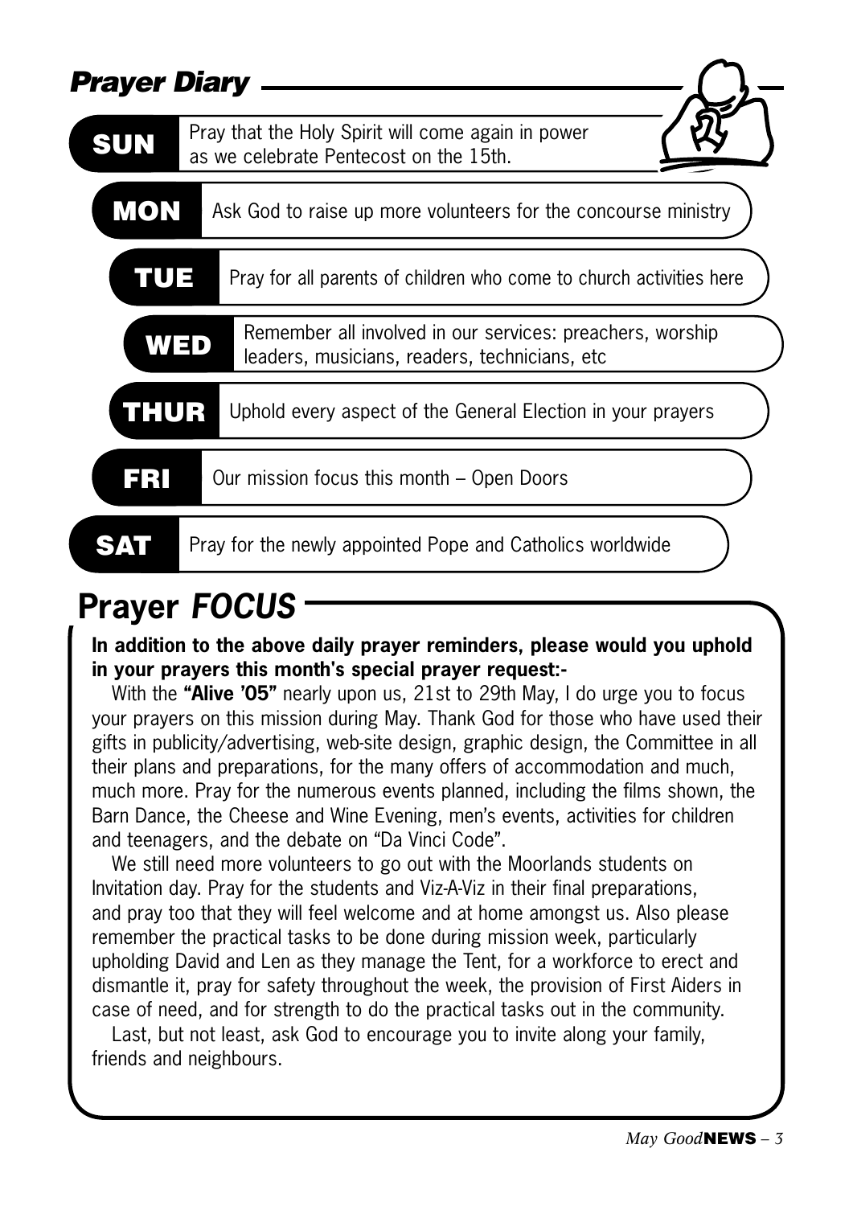## Prayer Diary

**SUN** Pray that the Holy Spirit will come again in power as we celebrate Pentecost on the 15th.

**MON** Ask God to raise up more volunteers for the concourse ministry

**TUE** Pray for all parents of children who come to church activities here

**WED** Remember all involved in our services: preachers, worship leaders, musicians, readers, technicians, etc

**THUR** Uphold every aspect of the General Election in your prayers

**FRI** Our mission focus this month – Open Doors

**SAT** Pray for the newly appointed Pope and Catholics worldwide

## Prayer *FOCUS*

**In addition to the above daily prayer reminders, please would you uphold in your prayers this month's special prayer request:-**

With the **"Alive '05"** nearly upon us, 21st to 29th May, I do urge you to focus your prayers on this mission during May. Thank God for those who have used their gifts in publicity/advertising, web-site design, graphic design, the Committee in all their plans and preparations, for the many offers of accommodation and much, much more. Pray for the numerous events planned, including the films shown, the Barn Dance, the Cheese and Wine Evening, men's events, activities for children and teenagers, and the debate on "Da Vinci Code".

We still need more volunteers to go out with the Moorlands students on Invitation day. Pray for the students and Viz-A-Viz in their final preparations, and pray too that they will feel welcome and at home amongst us. Also please remember the practical tasks to be done during mission week, particularly upholding David and Len as they manage the Tent, for a workforce to erect and dismantle it, pray for safety throughout the week, the provision of First Aiders in case of need, and for strength to do the practical tasks out in the community.

Last, but not least, ask God to encourage you to invite along your family, friends and neighbours.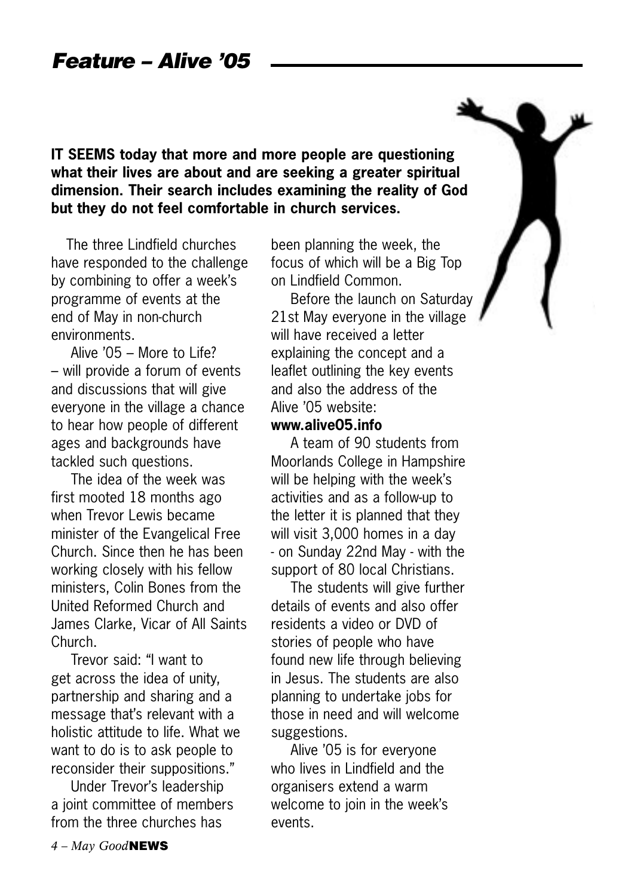## *Feature – Alive ’05*

**IT SEEMS today that more and more people are questioning what their lives are about and are seeking a greater spiritual dimension. Their search includes examining the reality of God but they do not feel comfortable in church services.**

The three Lindfield churches have responded to the challenge by combining to offer a week’s programme of events at the end of May in non-church environments.

Alive ’05 – More to Life? – will provide a forum of events and discussions that will give everyone in the village a chance to hear how people of different ages and backgrounds have tackled such questions.

The idea of the week was first mooted 18 months ago when Trevor Lewis became minister of the Evangelical Free Church. Since then he has been working closely with his fellow ministers, Colin Bones from the United Reformed Church and James Clarke, Vicar of All Saints Church.

Trevor said: “I want to get across the idea of unity, partnership and sharing and a message that’s relevant with a holistic attitude to life. What we want to do is to ask people to reconsider their suppositions.”

Under Trevor’s leadership a joint committee of members from the three churches has been planning the week, the focus of which will be a Big Top on Lindfield Common.

Before the launch on Saturday 21st May everyone in the village will have received a letter explaining the concept and a leaflet outlining the key events and also the address of the Alive ’05 website: **www.alive05.info**

A team of 90 students from Moorlands College in Hampshire will be helping with the week’s activities and as a follow-up to the letter it is planned that they will visit 3,000 homes in a day - on Sunday 22nd May - with the support of 80 local Christians.

The students will give further details of events and also offer residents a video or DVD of stories of people who have found new life through believing in Jesus. The students are also planning to undertake jobs for those in need and will welcome suggestions.

Alive ’05 is for everyone who lives in Lindfield and the organisers extend a warm welcome to join in the week’s events.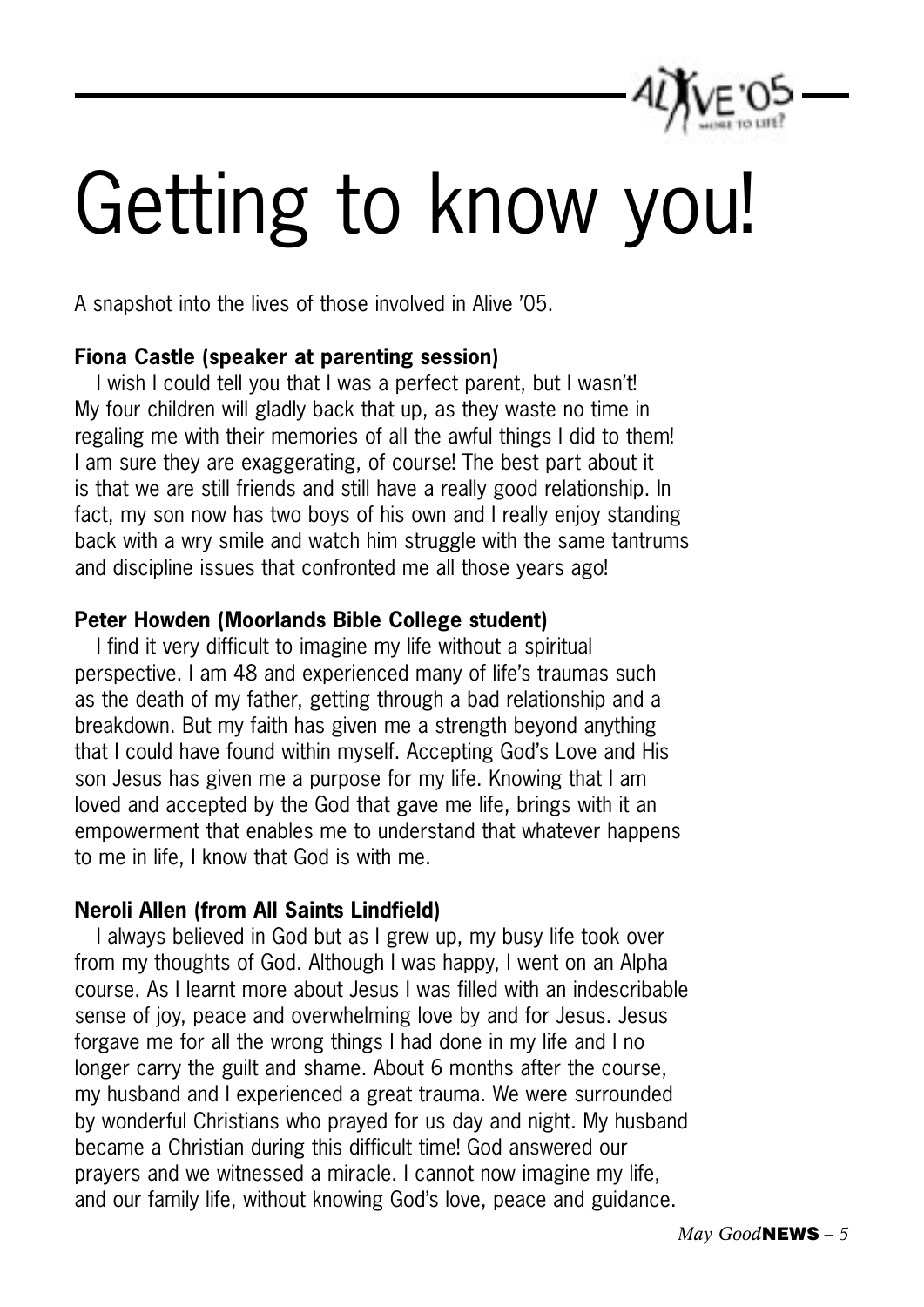# Getting to know you!

A snapshot into the lives of those involved in Alive '05.

**Fiona Castle (speaker at parenting session)**

I wish I could tell you that I was a perfect parent, but I wasn't! My four children will gladly back that up, as they waste no time in regaling me with their memories of all the awful things I did to them! I am sure they are exaggerating, of course! The best part about it is that we are still friends and still have a really good relationship. In fact, my son now has two boys of his own and I really enjoy standing back with a wry smile and watch him struggle with the same tantrums and discipline issues that confronted me all those years ago!

**Peter Howden (Moorlands Bible College student)**

I find it very difficult to imagine my life without a spiritual perspective. I am 48 and experienced many of life's traumas such as the death of my father, getting through a bad relationship and a breakdown. But my faith has given me a strength beyond anything that I could have found within myself. Accepting God's Love and His son Jesus has given me a purpose for my life. Knowing that I am loved and accepted by the God that gave me life, brings with it an empowerment that enables me to understand that whatever happens to me in life, I know that God is with me.

**Neroli Allen (from All Saints Lindfield)**

I always believed in God but as I grew up, my busy life took over from my thoughts of God. Although I was happy, I went on an Alpha course. As I learnt more about Jesus I was filled with an indescribable sense of joy, peace and overwhelming love by and for Jesus. Jesus forgave me for all the wrong things I had done in my life and I no longer carry the guilt and shame. About 6 months after the course, my husband and I experienced a great trauma. We were surrounded by wonderful Christians who prayed for us day and night. My husband became a Christian during this difficult time! God answered our prayers and we witnessed a miracle. I cannot now imagine my life, and our family life, without knowing God's love, peace and guidance.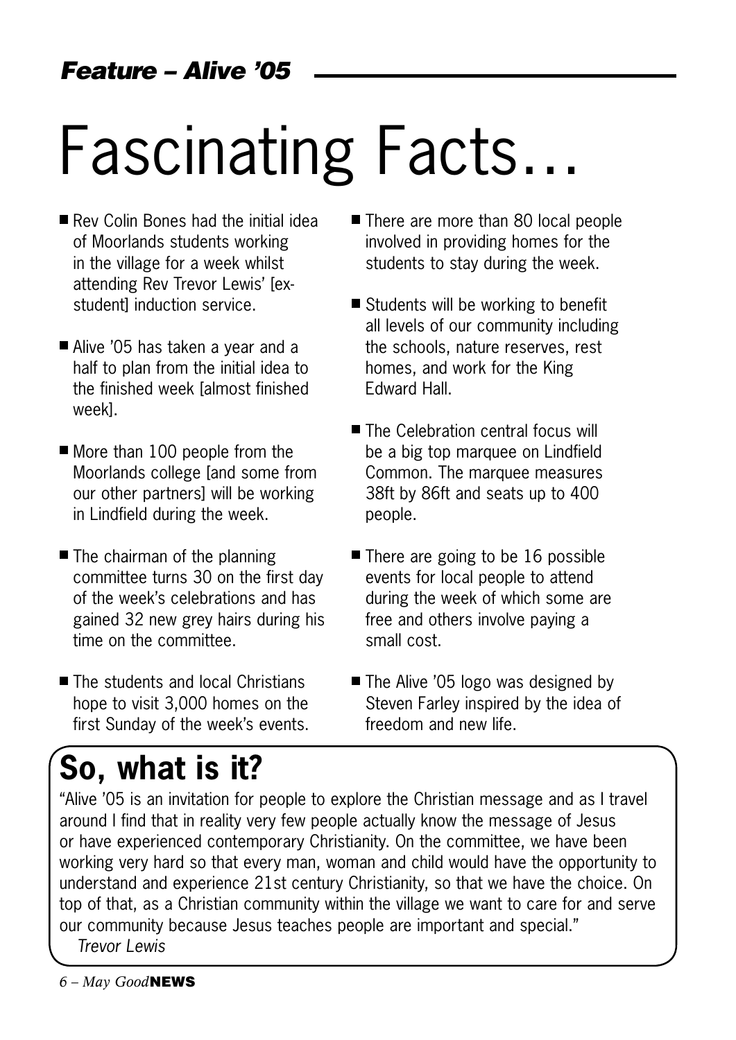*Feature – Alive '05*

# Fascinating Facts...

- Rev Colin Bones had the initial idea of Moorlands students working in the village for a week whilst attending Rev Trevor Lewis' [ex-student] induction service.
- Alive '05 has taken a year and a half to plan from the initial idea to the finished week [almost finished week].
- More than 100 people from the Moorlands college [and some from our other partners] will be working in Lindfield during the week.
- The chairman of the planning committee turns 30 on the first day of the week's celebrations and has gained 32 new grey hairs during his time on the committee.
- The students and local Christians hope to visit 3,000 homes on the first Sunday of the week's events.
- There are more than 80 local people involved in providing homes for the students to stay during the week.
- Students will be working to benefit all levels of our community including the schools, nature reserves, rest homes, and work for the King Edward Hall.
- The Celebration central focus will be a big top marquee on Lindfield Common. The marquee measures 38ft by 86ft and seats up to 400 people.
- There are going to be 16 possible events for local people to attend during the week of which some are free and others involve paying a small cost.
- The Alive '05 logo was designed by Steven Farley inspired by the idea of freedom and new life.

## So, what is it?

"Alive '05 is an invitation for people to explore the Christian message and as I travel around I find that in reality very few people actually know the message of Jesus or have experienced contemporary Christianity. On the committee, we have been working very hard so that every man, woman and child would have the opportunity to understand and experience 21st century Christianity, so that we have the choice. On top of that, as a Christian community within the village we want to care for and serve our community because Jesus teaches people are important and special."

*Trevor Lewis*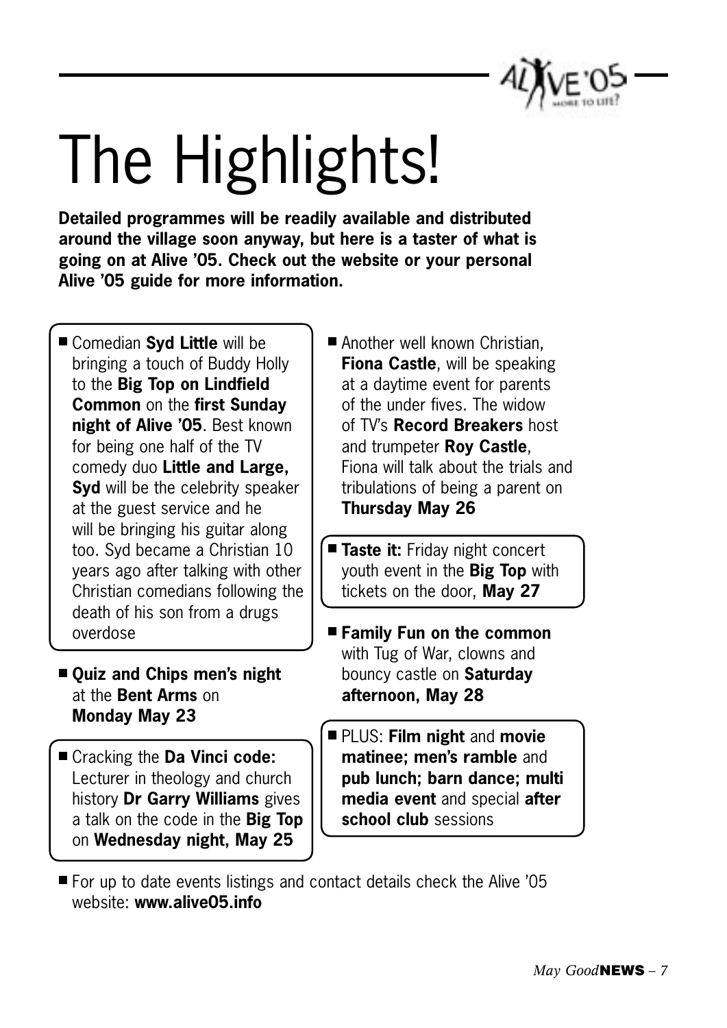# The Highlights!

**Detailed programmes will be readily available and distributed around the village soon anyway, but here is a taster of what is going on at Alive '05. Check out the website or your personal Alive '05 guide for more information.**

- Comedian **Syd Little** will be bringing a touch of Buddy Holly to the **Big Top on Lindfield Common** on the **first Sunday night of Alive '05**. Best known for being one half of the TV comedy duo **Little and Large, Syd** will be the celebrity speaker at the guest service and he will be bringing his guitar along too. Syd became a Christian 10 years ago after talking with other Christian comedians following the death of his son from a drugs overdose

- **Quiz and Chips men's night** at the **Bent Arms** on **Monday May 23**

- Cracking the **Da Vinci code:** Lecturer in theology and church history **Dr Garry Williams** gives a talk on the code in the **Big Top** on **Wednesday night, May 25**

- Another well known Christian, **Fiona Castle**, will be speaking at a daytime event for parents of the under fives. The widow of TV's **Record Breakers** host and trumpeter **Roy Castle**, Fiona will talk about the trials and tribulations of being a parent on **Thursday May 26**

- **Taste it:** Friday night concert youth event in the **Big Top** with tickets on the door, **May 27**

- **Family Fun on the common** with Tug of War, clowns and bouncy castle on **Saturday afternoon, May 28**

- PLUS: **Film night** and **movie matinee; men's ramble** and **pub lunch; barn dance; multi media event** and special **after school club** sessions

- For up to date events listings and contact details check the Alive '05 website: **www.alive05.info**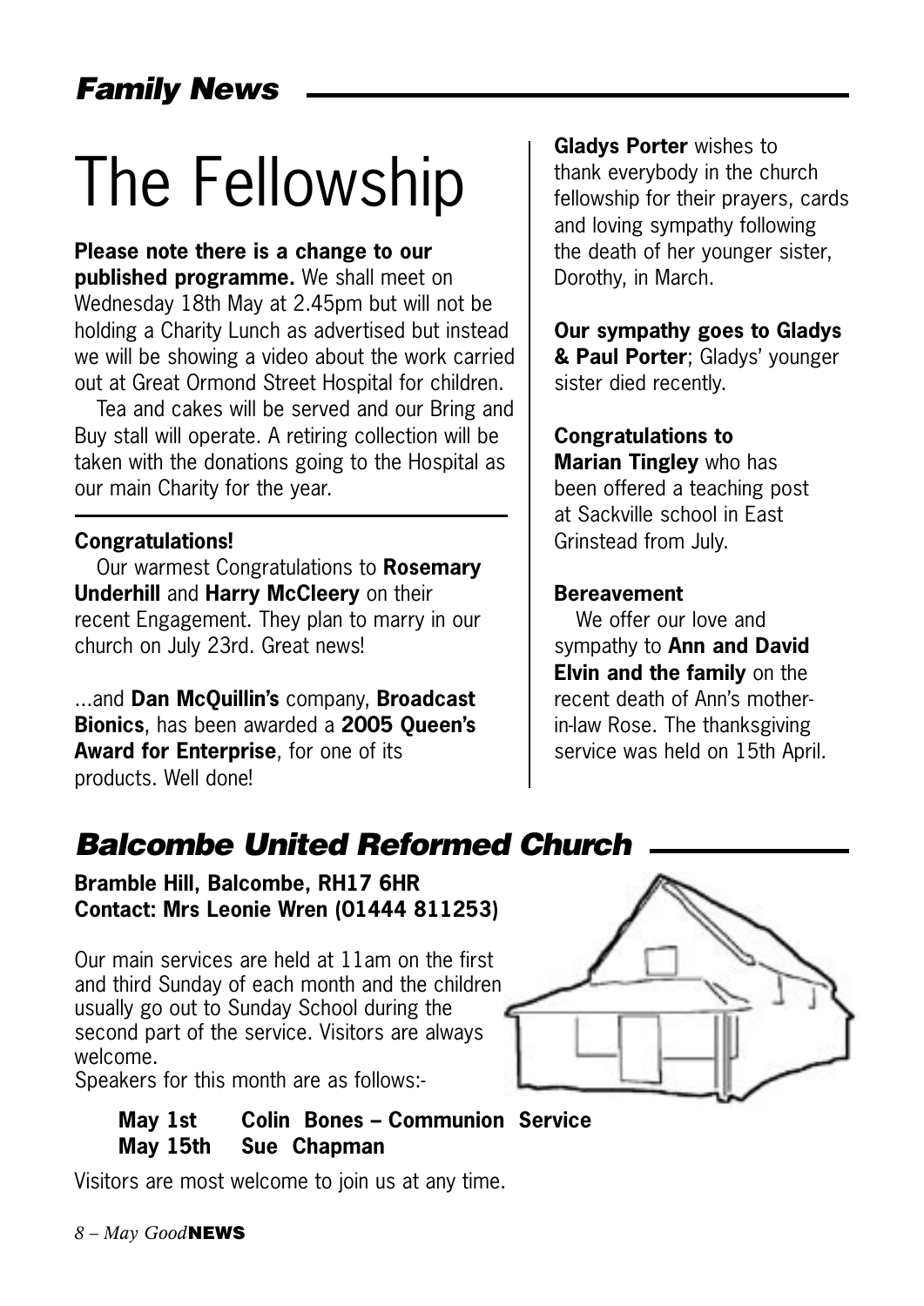## *Family News*

# The Fellowship

**Please note there is a change to our published programme.** We shall meet on Wednesday 18th May at 2.45pm but will not be holding a Charity Lunch as advertised but instead we will be showing a video about the work carried out at Great Ormond Street Hospital for children.

Tea and cakes will be served and our Bring and Buy stall will operate. A retiring collection will be taken with the donations going to the Hospital as our main Charity for the year.

**Congratulations!**

Our warmest Congratulations to **Rosemary Underhill** and **Harry McCleery** on their recent Engagement. They plan to marry in our church on July 23rd. Great news!

...and **Dan McQuillin's** company, **Broadcast Bionics**, has been awarded a **2005 Queen's Award for Enterprise**, for one of its products. Well done!

**Gladys Porter** wishes to thank everybody in the church fellowship for their prayers, cards and loving sympathy following the death of her younger sister, Dorothy, in March.

**Our sympathy goes to Gladys & Paul Porter**; Gladys' younger sister died recently.

**Congratulations to Marian Tingley** who has been offered a teaching post at Sackville school in East Grinstead from July.

**Bereavement**

We offer our love and sympathy to **Ann and David Elvin and the family** on the recent death of Ann's mother-in-law Rose. The thanksgiving service was held on 15th April.

## *Balcombe United Reformed Church*

**Bramble Hill, Balcombe, RH17 6HR**
**Contact: Mrs Leonie Wren (01444 811253)**

Our main services are held at 11am on the first and third Sunday of each month and the children usually go out to Sunday School during the second part of the service. Visitors are always welcome.

Speakers for this month are as follows:-

**May 1st** **Colin Bones – Communion Service**
**May 15th** **Sue Chapman**

Visitors are most welcome to join us at any time.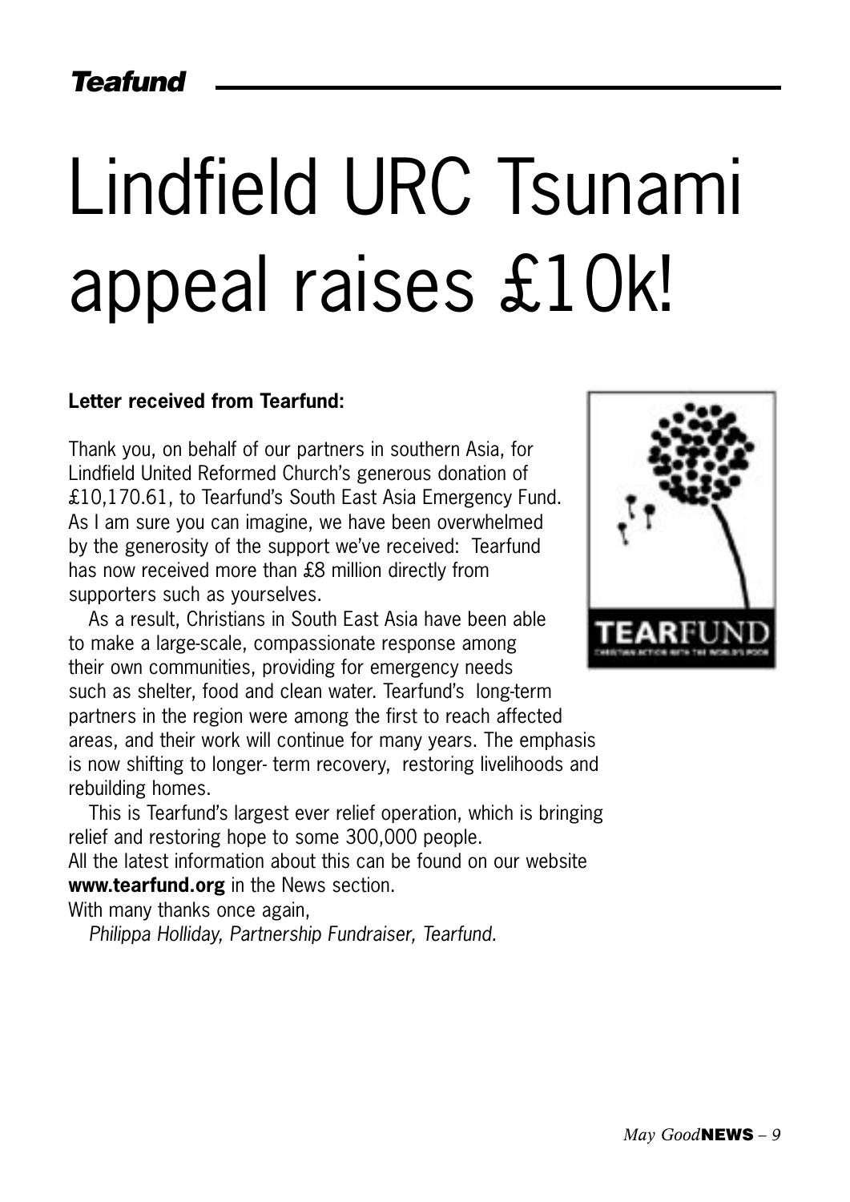# Lindfield URC Tsunami appeal raises £10k!

**Letter received from Tearfund:**

Thank you, on behalf of our partners in southern Asia, for Lindfield United Reformed Church's generous donation of £10,170.61, to Tearfund's South East Asia Emergency Fund. As I am sure you can imagine, we have been overwhelmed by the generosity of the support we've received: Tearfund has now received more than £8 million directly from supporters such as yourselves.

As a result, Christians in South East Asia have been able to make a large-scale, compassionate response among their own communities, providing for emergency needs such as shelter, food and clean water. Tearfund's long-term partners in the region were among the first to reach affected areas, and their work will continue for many years. The emphasis is now shifting to longer- term recovery, restoring livelihoods and rebuilding homes.

This is Tearfund's largest ever relief operation, which is bringing relief and restoring hope to some 300,000 people.
All the latest information about this can be found on our website **www.tearfund.org** in the News section.
With many thanks once again,

*Philippa Holliday, Partnership Fundraiser, Tearfund.*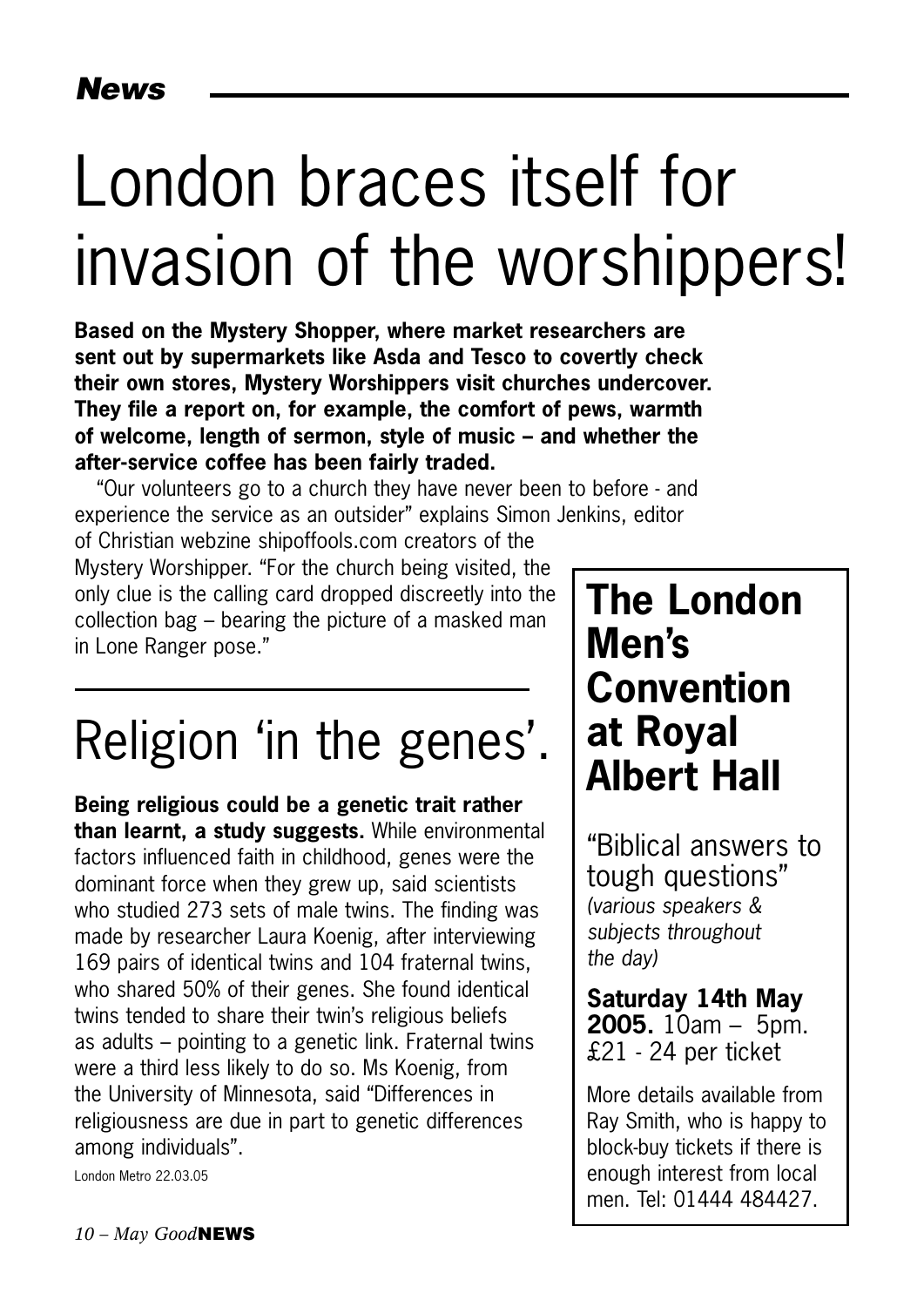# London braces itself for invasion of the worshippers!

**Based on the Mystery Shopper, where market researchers are sent out by supermarkets like Asda and Tesco to covertly check their own stores, Mystery Worshippers visit churches undercover. They file a report on, for example, the comfort of pews, warmth of welcome, length of sermon, style of music – and whether the after-service coffee has been fairly traded.**

"Our volunteers go to a church they have never been to before - and experience the service as an outsider" explains Simon Jenkins, editor of Christian webzine shipoffools.com creators of the Mystery Worshipper. "For the church being visited, the only clue is the calling card dropped discreetly into the collection bag – bearing the picture of a masked man in Lone Ranger pose."

# Religion 'in the genes'.

**Being religious could be a genetic trait rather than learnt, a study suggests.** While environmental factors influenced faith in childhood, genes were the dominant force when they grew up, said scientists who studied 273 sets of male twins. The finding was made by researcher Laura Koenig, after interviewing 169 pairs of identical twins and 104 fraternal twins, who shared 50% of their genes. She found identical twins tended to share their twin's religious beliefs as adults – pointing to a genetic link. Fraternal twins were a third less likely to do so. Ms Koenig, from the University of Minnesota, said "Differences in religiousness are due in part to genetic differences among individuals".

London Metro 22.03.05

## The London Men's Convention at Royal Albert Hall

"Biblical answers to tough questions"
*(various speakers & subjects throughout the day)*

**Saturday 14th May 2005.** 10am – 5pm. £21 - 24 per ticket

More details available from Ray Smith, who is happy to block-buy tickets if there is enough interest from local men. Tel: 01444 484427.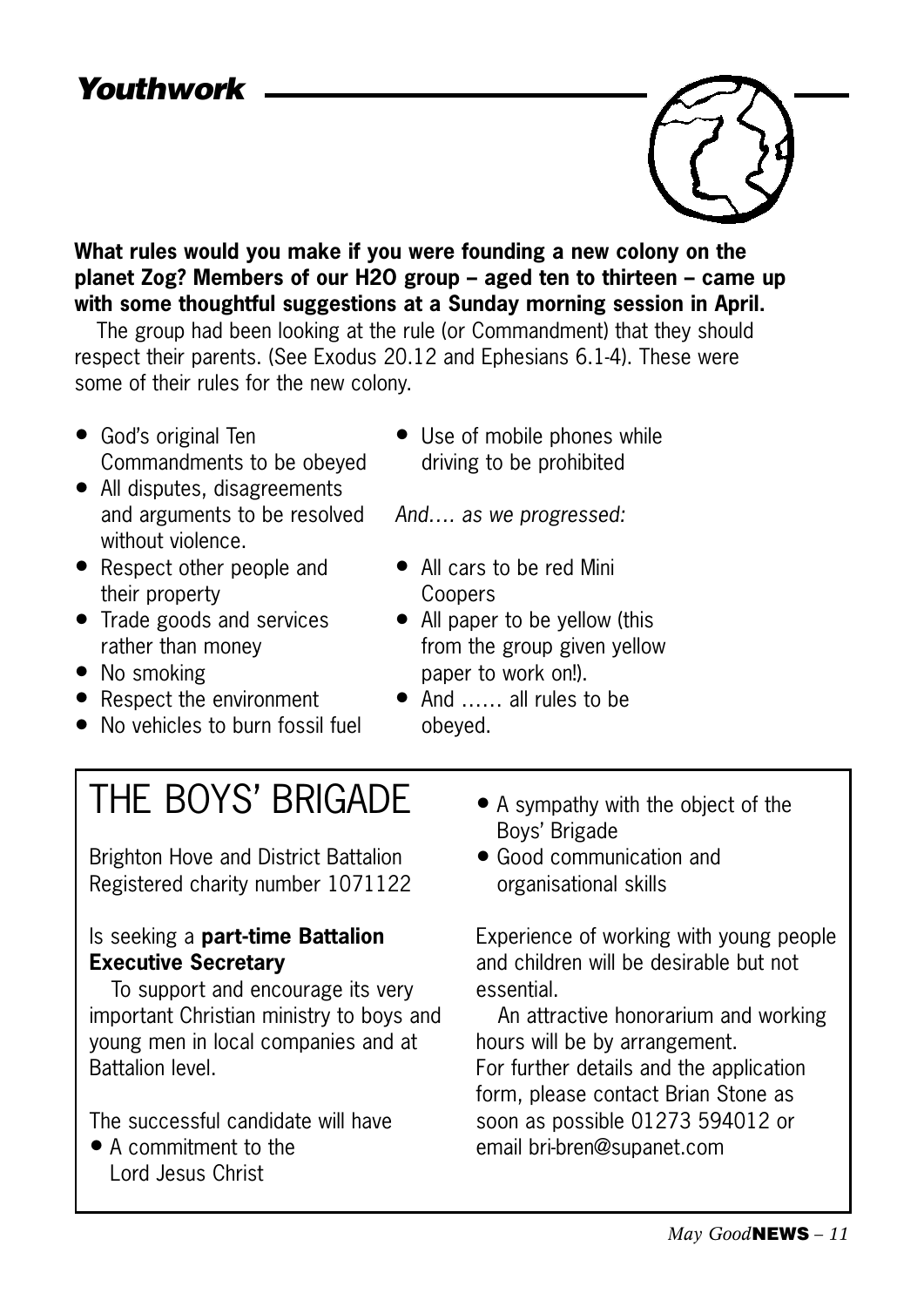## *Youthwork*

**What rules would you make if you were founding a new colony on the planet Zog? Members of our H2O group – aged ten to thirteen – came up with some thoughtful suggestions at a Sunday morning session in April.**

The group had been looking at the rule (or Commandment) that they should respect their parents. (See Exodus 20.12 and Ephesians 6.1-4). These were some of their rules for the new colony.

- God's original Ten Commandments to be obeyed
- All disputes, disagreements and arguments to be resolved without violence.
- Respect other people and their property
- Trade goods and services rather than money
- No smoking
- Respect the environment
- No vehicles to burn fossil fuel
- Use of mobile phones while driving to be prohibited

*And…. as we progressed:*

- All cars to be red Mini Coopers
- All paper to be yellow (this from the group given yellow paper to work on!).
- And …… all rules to be obeyed.

# THE BOYS' BRIGADE

Brighton Hove and District Battalion
Registered charity number 1071122

Is seeking a **part-time Battalion Executive Secretary**

To support and encourage its very important Christian ministry to boys and young men in local companies and at Battalion level.

The successful candidate will have

- A commitment to the Lord Jesus Christ
- A sympathy with the object of the Boys' Brigade
- Good communication and organisational skills

Experience of working with young people and children will be desirable but not essential.

An attractive honorarium and working hours will be by arrangement.
For further details and the application form, please contact Brian Stone as soon as possible 01273 594012 or email bri-bren@supanet.com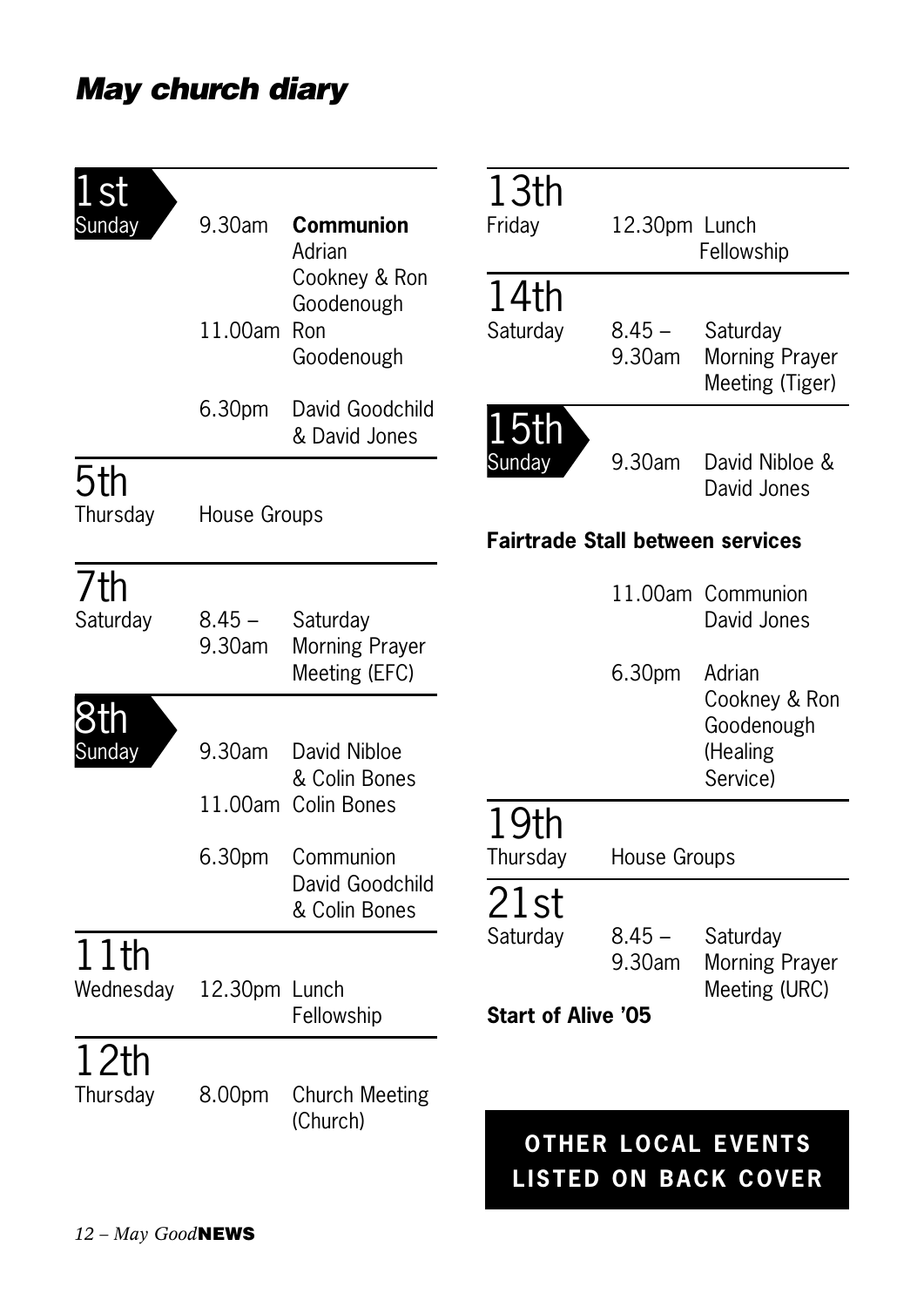## May church diary

**1st Sunday**

- 9.30am **Communion** Adrian Cookney & Ron Goodenough
- 11.00am Ron Goodenough
- 6.30pm David Goodchild & David Jones

**5th Thursday**

- House Groups

**7th Saturday**

- 8.45 – 9.30am Saturday Morning Prayer Meeting (EFC)

**8th Sunday**

- 9.30am David Nibloe & Colin Bones
- 11.00am Colin Bones
- 6.30pm Communion David Goodchild & Colin Bones

**11th Wednesday**

- 12.30pm Lunch Fellowship

**12th Thursday**

- 8.00pm Church Meeting (Church)

**13th Friday**

- 12.30pm Lunch Fellowship

**14th Saturday**

- 8.45 – 9.30am Saturday Morning Prayer Meeting (Tiger)

**15th Sunday**

- 9.30am David Nibloe & David Jones

**Fairtrade Stall between services**

- 11.00am Communion David Jones
- 6.30pm Adrian Cookney & Ron Goodenough (Healing Service)

**19th Thursday**

- House Groups

**21st Saturday**

- 8.45 – 9.30am Saturday Morning Prayer Meeting (URC)

**Start of Alive '05**

**OTHER LOCAL EVENTS LISTED ON BACK COVER**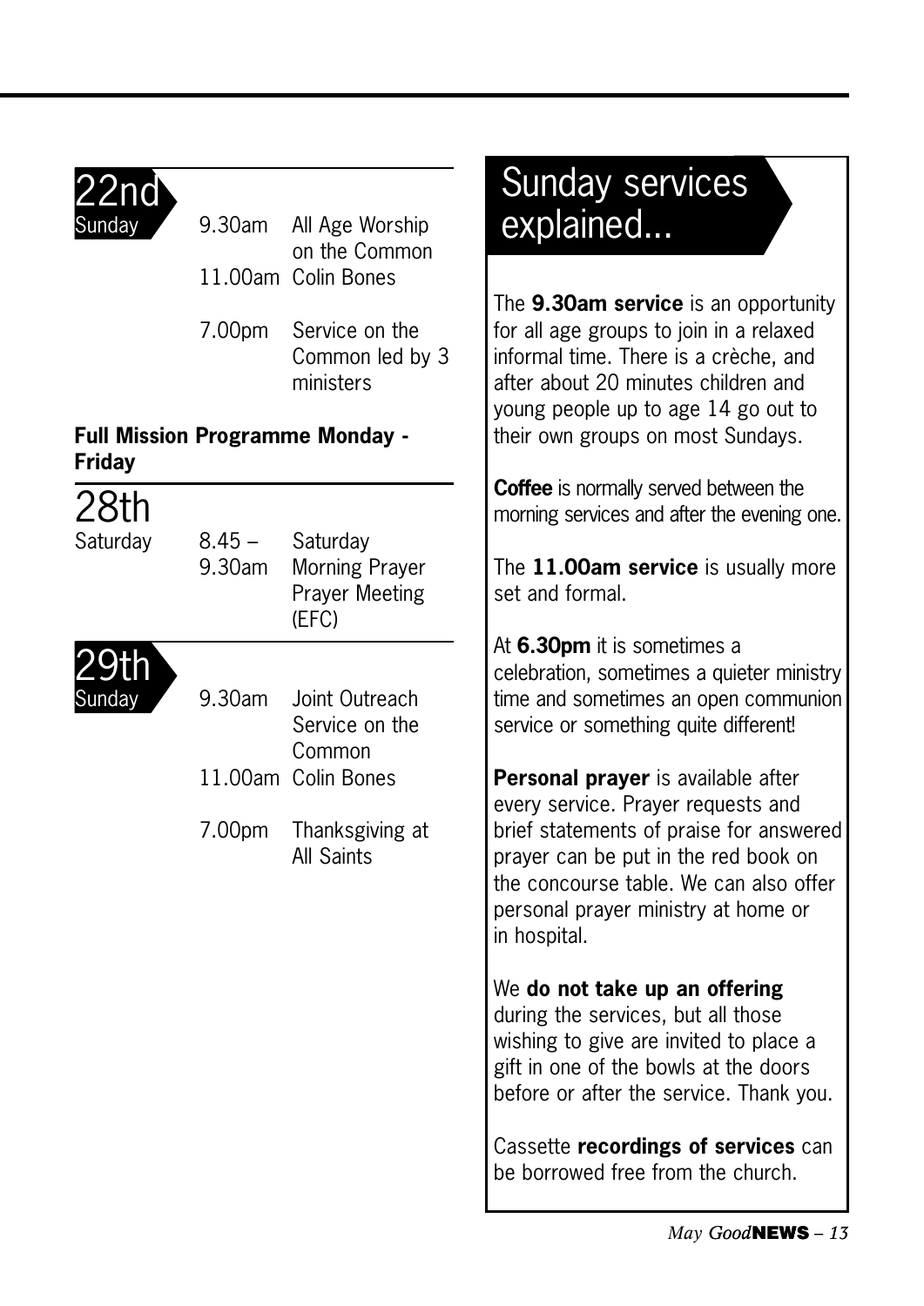## 22nd Sunday

| | |
|---|---|
| 9.30am | All Age Worship on the Common |
| 11.00am | Colin Bones |
| 7.00pm | Service on the Common led by 3 ministers |

**Full Mission Programme Monday - Friday**

## 28th Saturday

| | |
|---|---|
| 8.45 – 9.30am | Saturday Morning Prayer Prayer Meeting (EFC) |

## 29th Sunday

| | |
|---|---|
| 9.30am | Joint Outreach Service on the Common |
| 11.00am | Colin Bones |
| 7.00pm | Thanksgiving at All Saints |

# Sunday services explained...

The **9.30am service** is an opportunity for all age groups to join in a relaxed informal time. There is a crèche, and after about 20 minutes children and young people up to age 14 go out to their own groups on most Sundays.

**Coffee** is normally served between the morning services and after the evening one.

The **11.00am service** is usually more set and formal.

At **6.30pm** it is sometimes a celebration, sometimes a quieter ministry time and sometimes an open communion service or something quite different!

**Personal prayer** is available after every service. Prayer requests and brief statements of praise for answered prayer can be put in the red book on the concourse table. We can also offer personal prayer ministry at home or in hospital.

We **do not take up an offering** during the services, but all those wishing to give are invited to place a gift in one of the bowls at the doors before or after the service. Thank you.

Cassette **recordings of services** can be borrowed free from the church.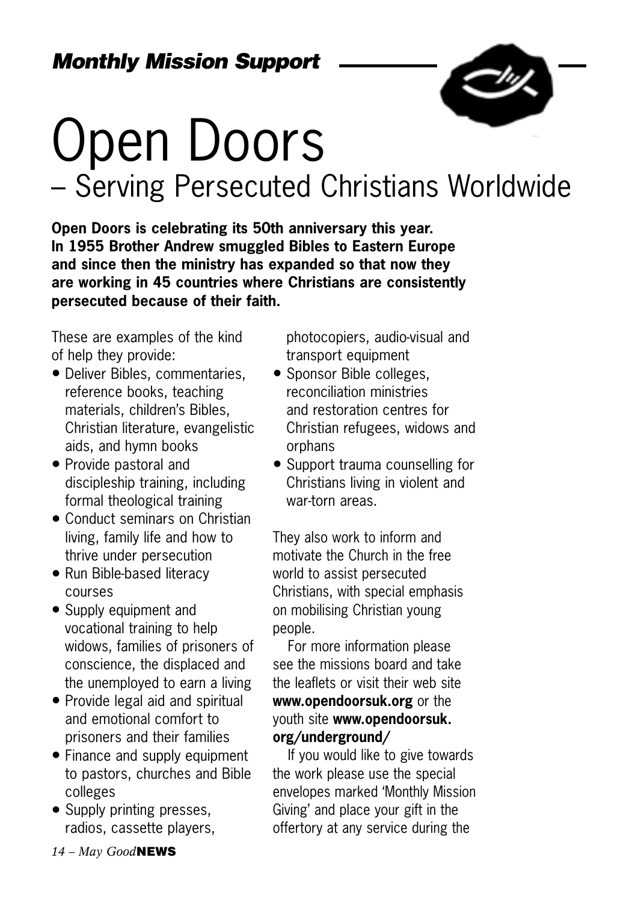***Monthly Mission Support***

# Open Doors

## – Serving Persecuted Christians Worldwide

**Open Doors is celebrating its 50th anniversary this year. In 1955 Brother Andrew smuggled Bibles to Eastern Europe and since then the ministry has expanded so that now they are working in 45 countries where Christians are consistently persecuted because of their faith.**

These are examples of the kind of help they provide:

- Deliver Bibles, commentaries, reference books, teaching materials, children's Bibles, Christian literature, evangelistic aids, and hymn books
- Provide pastoral and discipleship training, including formal theological training
- Conduct seminars on Christian living, family life and how to thrive under persecution
- Run Bible-based literacy courses
- Supply equipment and vocational training to help widows, families of prisoners of conscience, the displaced and the unemployed to earn a living
- Provide legal aid and spiritual and emotional comfort to prisoners and their families
- Finance and supply equipment to pastors, churches and Bible colleges
- Supply printing presses, radios, cassette players, photocopiers, audio-visual and transport equipment
- Sponsor Bible colleges, reconciliation ministries and restoration centres for Christian refugees, widows and orphans
- Support trauma counselling for Christians living in violent and war-torn areas.

They also work to inform and motivate the Church in the free world to assist persecuted Christians, with special emphasis on mobilising Christian young people.

For more information please see the missions board and take the leaflets or visit their web site **www.opendoorsuk.org** or the youth site **www.opendoorsuk.org/underground/**

If you would like to give towards the work please use the special envelopes marked 'Monthly Mission Giving' and place your gift in the offertory at any service during the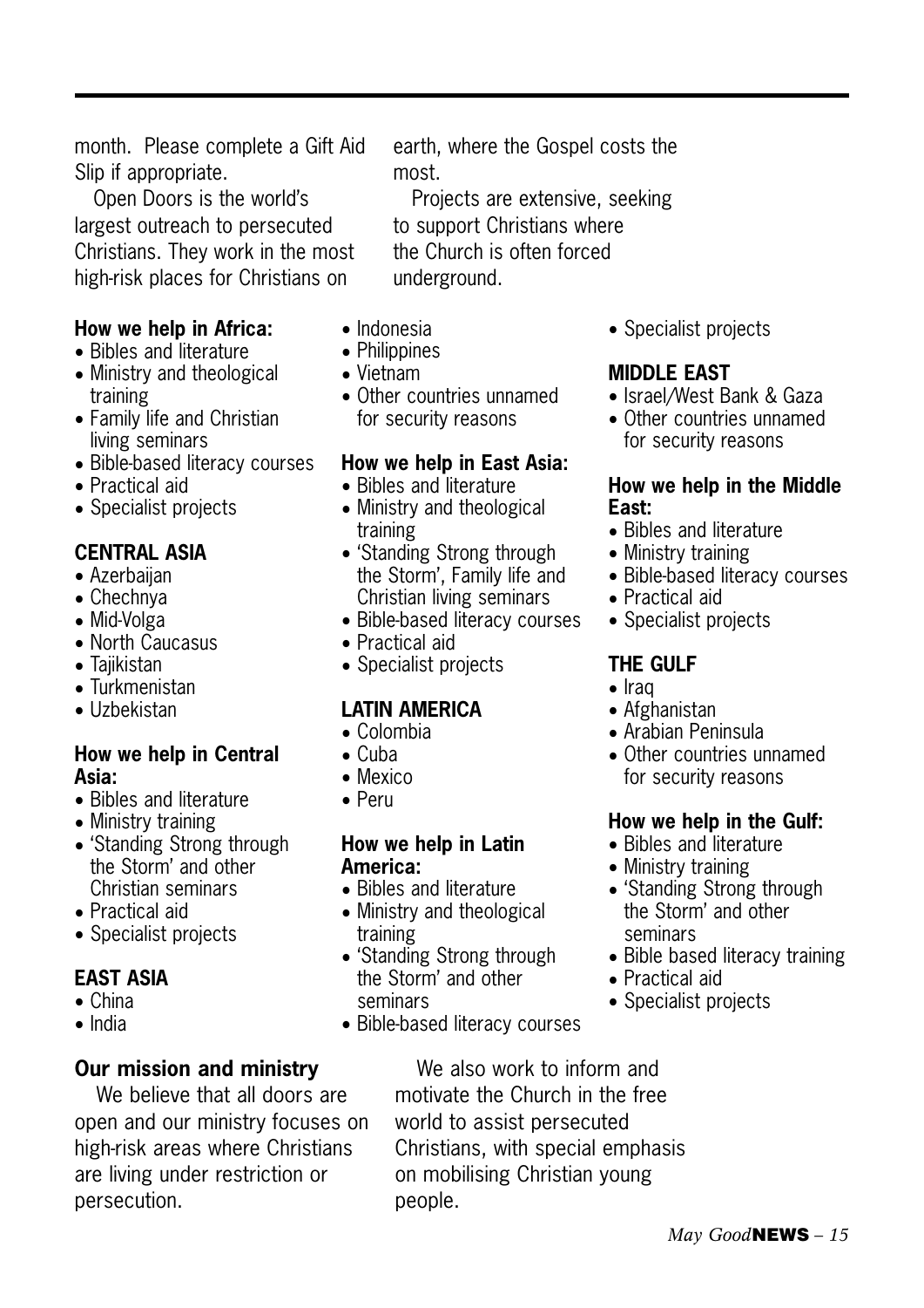month. Please complete a Gift Aid Slip if appropriate.

Open Doors is the world's largest outreach to persecuted Christians. They work in the most high-risk places for Christians on earth, where the Gospel costs the most.

Projects are extensive, seeking to support Christians where the Church is often forced underground.

**How we help in Africa:**

- Bibles and literature
- Ministry and theological training
- Family life and Christian living seminars
- Bible-based literacy courses
- Practical aid
- Specialist projects

### CENTRAL ASIA

- Azerbaijan
- Chechnya
- Mid-Volga
- North Caucasus
- Tajikistan
- Turkmenistan
- Uzbekistan

**How we help in Central Asia:**

- Bibles and literature
- Ministry training
- 'Standing Strong through the Storm' and other Christian seminars
- Practical aid
- Specialist projects

### EAST ASIA

- China
- India
- Indonesia
- Philippines
- Vietnam
- Other countries unnamed for security reasons

**How we help in East Asia:**

- Bibles and literature
- Ministry and theological training
- 'Standing Strong through the Storm', Family life and Christian living seminars
- Bible-based literacy courses
- Practical aid
- Specialist projects

### LATIN AMERICA

- Colombia
- Cuba
- Mexico
- Peru

**How we help in Latin America:**

- Bibles and literature
- Ministry and theological training
- 'Standing Strong through the Storm' and other seminars
- Bible-based literacy courses
- Specialist projects

### MIDDLE EAST

- Israel/West Bank & Gaza
- Other countries unnamed for security reasons

**How we help in the Middle East:**

- Bibles and literature
- Ministry training
- Bible-based literacy courses
- Practical aid
- Specialist projects

### THE GULF

- Iraq
- Afghanistan
- Arabian Peninsula
- Other countries unnamed for security reasons

**How we help in the Gulf:**

- Bibles and literature
- Ministry training
- 'Standing Strong through the Storm' and other seminars
- Bible based literacy training
- Practical aid
- Specialist projects

### Our mission and ministry

We believe that all doors are open and our ministry focuses on high-risk areas where Christians are living under restriction or persecution.

We also work to inform and motivate the Church in the free world to assist persecuted Christians, with special emphasis on mobilising Christian young people.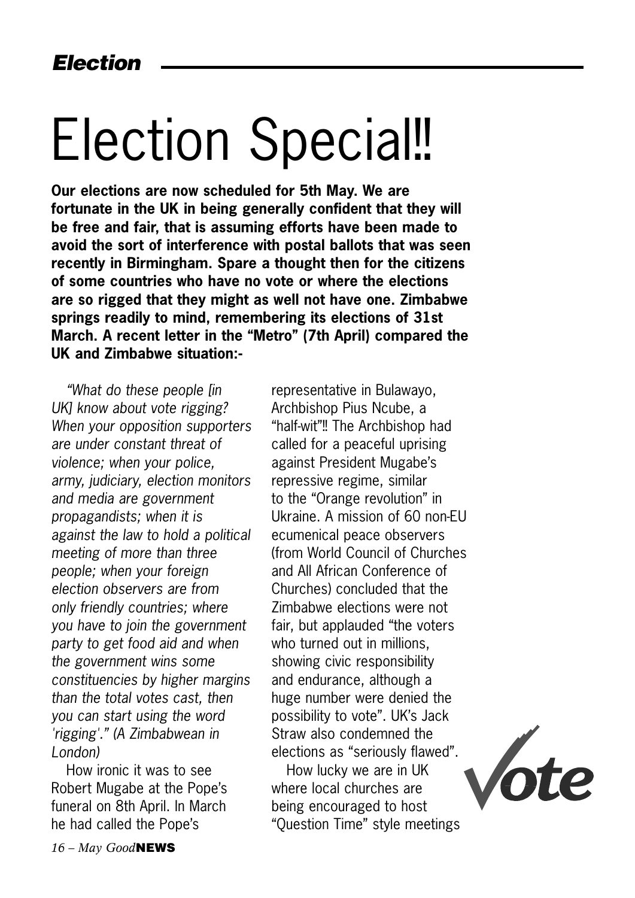# Election Special!!

**Our elections are now scheduled for 5th May. We are fortunate in the UK in being generally confident that they will be free and fair, that is assuming efforts have been made to avoid the sort of interference with postal ballots that was seen recently in Birmingham. Spare a thought then for the citizens of some countries who have no vote or where the elections are so rigged that they might as well not have one. Zimbabwe springs readily to mind, remembering its elections of 31st March. A recent letter in the "Metro" (7th April) compared the UK and Zimbabwe situation:-**

*"What do these people [in UK] know about vote rigging? When your opposition supporters are under constant threat of violence; when your police, army, judiciary, election monitors and media are government propagandists; when it is against the law to hold a political meeting of more than three people; when your foreign election observers are from only friendly countries; where you have to join the government party to get food aid and when the government wins some constituencies by higher margins than the total votes cast, then you can start using the word 'rigging'." (A Zimbabwean in London)*

How ironic it was to see Robert Mugabe at the Pope's funeral on 8th April. In March he had called the Pope's representative in Bulawayo, Archbishop Pius Ncube, a "half-wit"!! The Archbishop had called for a peaceful uprising against President Mugabe's repressive regime, similar to the "Orange revolution" in Ukraine. A mission of 60 non-EU ecumenical peace observers (from World Council of Churches and All African Conference of Churches) concluded that the Zimbabwe elections were not fair, but applauded "the voters who turned out in millions, showing civic responsibility and endurance, although a huge number were denied the possibility to vote". UK's Jack Straw also condemned the elections as "seriously flawed".

How lucky we are in UK where local churches are being encouraged to host "Question Time" style meetings

Vote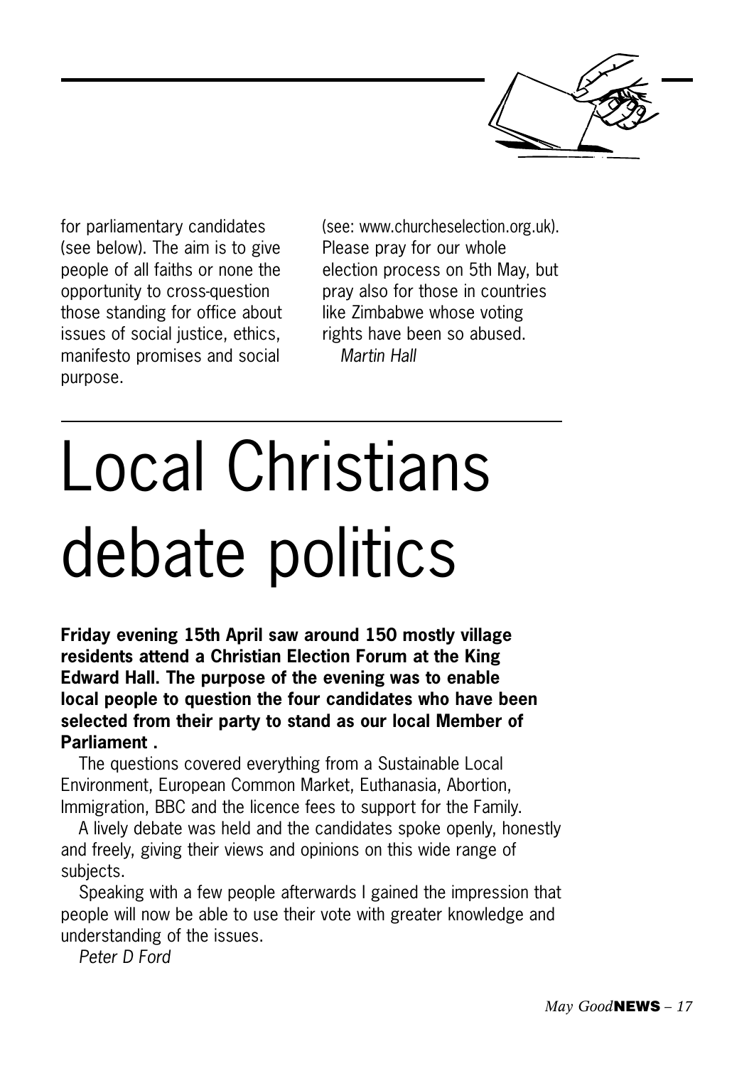for parliamentary candidates (see below). The aim is to give people of all faiths or none the opportunity to cross-question those standing for office about issues of social justice, ethics, manifesto promises and social purpose.

(see: www.churcheselection.org.uk). Please pray for our whole election process on 5th May, but pray also for those in countries like Zimbabwe whose voting rights have been so abused.

*Martin Hall*

# Local Christians debate politics

**Friday evening 15th April saw around 150 mostly village residents attend a Christian Election Forum at the King Edward Hall. The purpose of the evening was to enable local people to question the four candidates who have been selected from their party to stand as our local Member of Parliament .**

The questions covered everything from a Sustainable Local Environment, European Common Market, Euthanasia, Abortion, Immigration, BBC and the licence fees to support for the Family.

A lively debate was held and the candidates spoke openly, honestly and freely, giving their views and opinions on this wide range of subjects.

Speaking with a few people afterwards I gained the impression that people will now be able to use their vote with greater knowledge and understanding of the issues.

*Peter D Ford*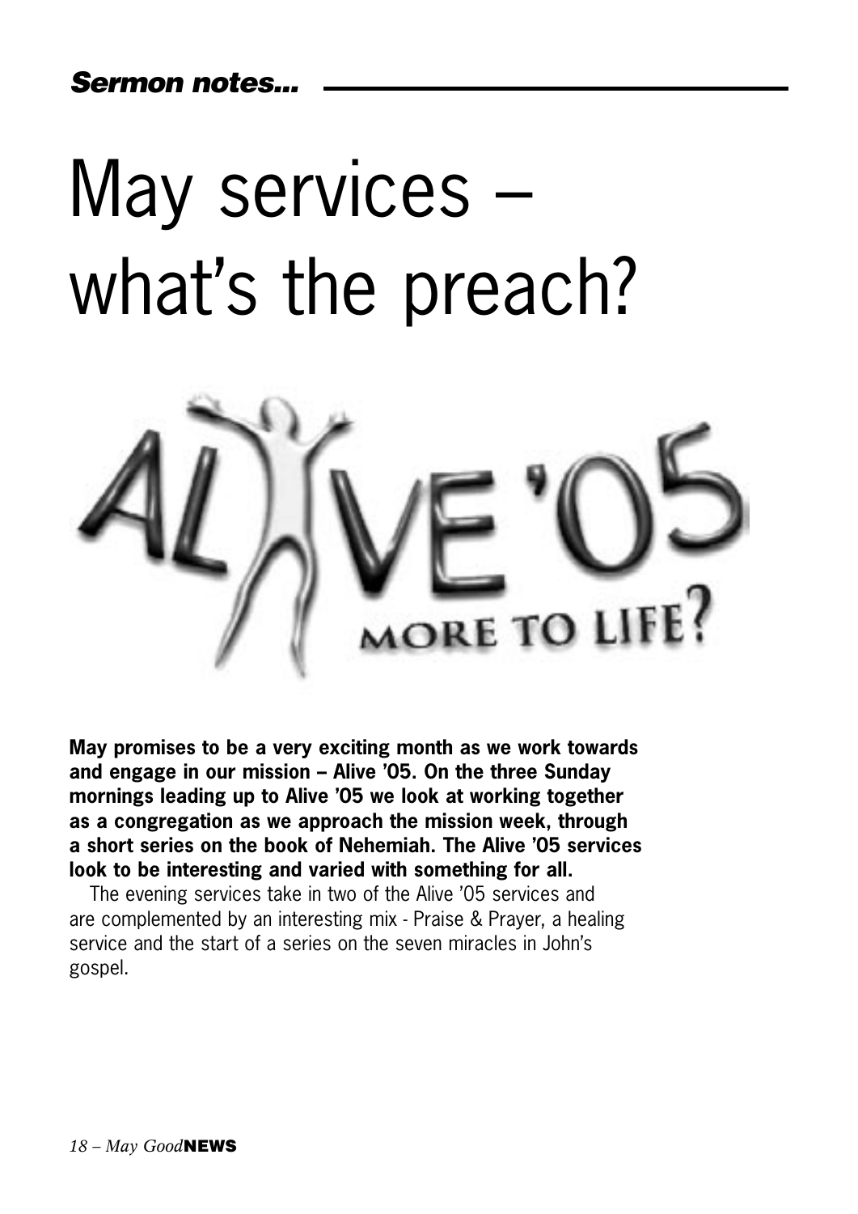*Sermon notes...*

# May services – what's the preach?

**May promises to be a very exciting month as we work towards and engage in our mission – Alive '05. On the three Sunday mornings leading up to Alive '05 we look at working together as a congregation as we approach the mission week, through a short series on the book of Nehemiah. The Alive '05 services look to be interesting and varied with something for all.**

The evening services take in two of the Alive '05 services and are complemented by an interesting mix - Praise & Prayer, a healing service and the start of a series on the seven miracles in John's gospel.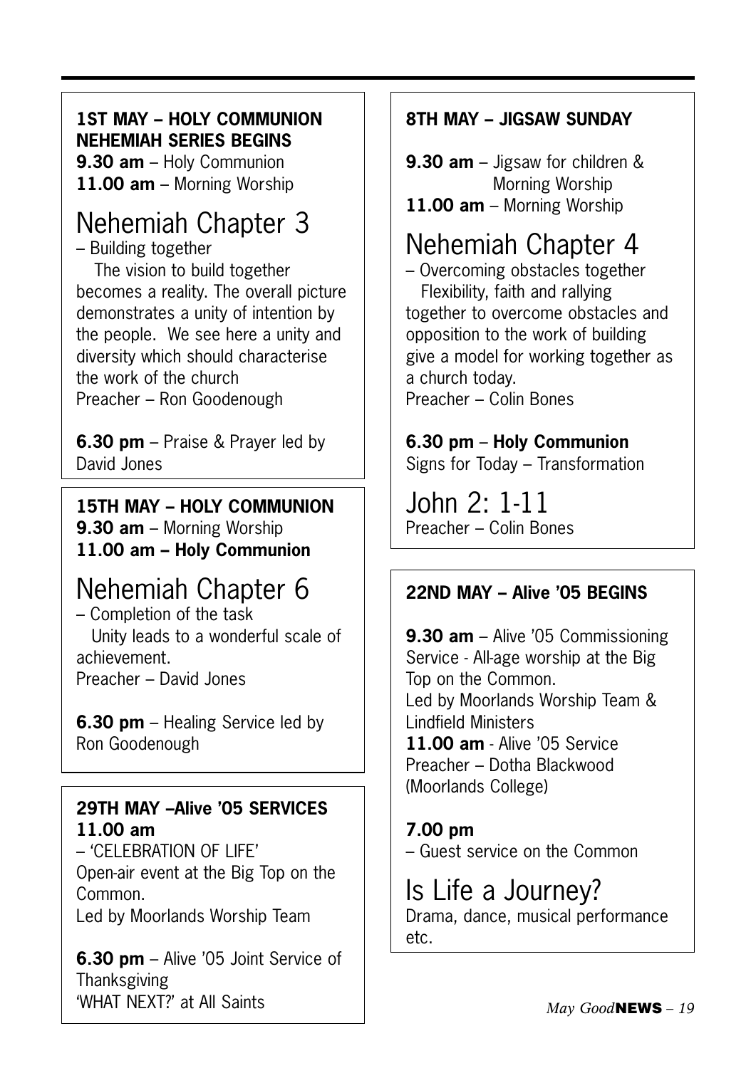**1ST MAY – HOLY COMMUNION NEHEMIAH SERIES BEGINS**
**9.30 am** – Holy Communion
**11.00 am** – Morning Worship

## Nehemiah Chapter 3

– Building together

The vision to build together becomes a reality. The overall picture demonstrates a unity of intention by the people. We see here a unity and diversity which should characterise the work of the church

Preacher – Ron Goodenough

**6.30 pm** – Praise & Prayer led by David Jones

**15TH MAY – HOLY COMMUNION**
**9.30 am** – Morning Worship
**11.00 am – Holy Communion**

## Nehemiah Chapter 6

– Completion of the task

Unity leads to a wonderful scale of achievement.

Preacher – David Jones

**6.30 pm** – Healing Service led by Ron Goodenough

**29TH MAY –Alive '05 SERVICES**
**11.00 am**
– 'CELEBRATION OF LIFE'
Open-air event at the Big Top on the Common.
Led by Moorlands Worship Team

**6.30 pm** – Alive '05 Joint Service of Thanksgiving
'WHAT NEXT?' at All Saints

**8TH MAY – JIGSAW SUNDAY**

**9.30 am** – Jigsaw for children & Morning Worship
**11.00 am** – Morning Worship

## Nehemiah Chapter 4

– Overcoming obstacles together

Flexibility, faith and rallying together to overcome obstacles and opposition to the work of building give a model for working together as a church today.

Preacher – Colin Bones

**6.30 pm** – **Holy Communion**
Signs for Today – Transformation

## John 2: 1-11

Preacher – Colin Bones

**22ND MAY – Alive '05 BEGINS**

**9.30 am** – Alive '05 Commissioning Service - All-age worship at the Big Top on the Common.
Led by Moorlands Worship Team & Lindfield Ministers
**11.00 am** - Alive '05 Service
Preacher – Dotha Blackwood (Moorlands College)

**7.00 pm**
– Guest service on the Common

## Is Life a Journey?

Drama, dance, musical performance etc.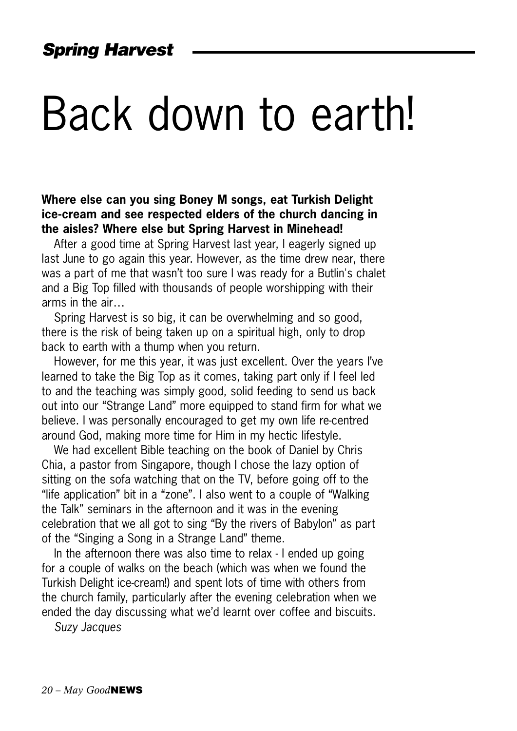*Spring Harvest*

# Back down to earth!

**Where else can you sing Boney M songs, eat Turkish Delight ice-cream and see respected elders of the church dancing in the aisles? Where else but Spring Harvest in Minehead!**

After a good time at Spring Harvest last year, I eagerly signed up last June to go again this year. However, as the time drew near, there was a part of me that wasn't too sure I was ready for a Butlin's chalet and a Big Top filled with thousands of people worshipping with their arms in the air…

Spring Harvest is so big, it can be overwhelming and so good, there is the risk of being taken up on a spiritual high, only to drop back to earth with a thump when you return.

However, for me this year, it was just excellent. Over the years I've learned to take the Big Top as it comes, taking part only if I feel led to and the teaching was simply good, solid feeding to send us back out into our "Strange Land" more equipped to stand firm for what we believe. I was personally encouraged to get my own life re-centred around God, making more time for Him in my hectic lifestyle.

We had excellent Bible teaching on the book of Daniel by Chris Chia, a pastor from Singapore, though I chose the lazy option of sitting on the sofa watching that on the TV, before going off to the "life application" bit in a "zone". I also went to a couple of "Walking the Talk" seminars in the afternoon and it was in the evening celebration that we all got to sing "By the rivers of Babylon" as part of the "Singing a Song in a Strange Land" theme.

In the afternoon there was also time to relax - I ended up going for a couple of walks on the beach (which was when we found the Turkish Delight ice-cream!) and spent lots of time with others from the church family, particularly after the evening celebration when we ended the day discussing what we'd learnt over coffee and biscuits.

*Suzy Jacques*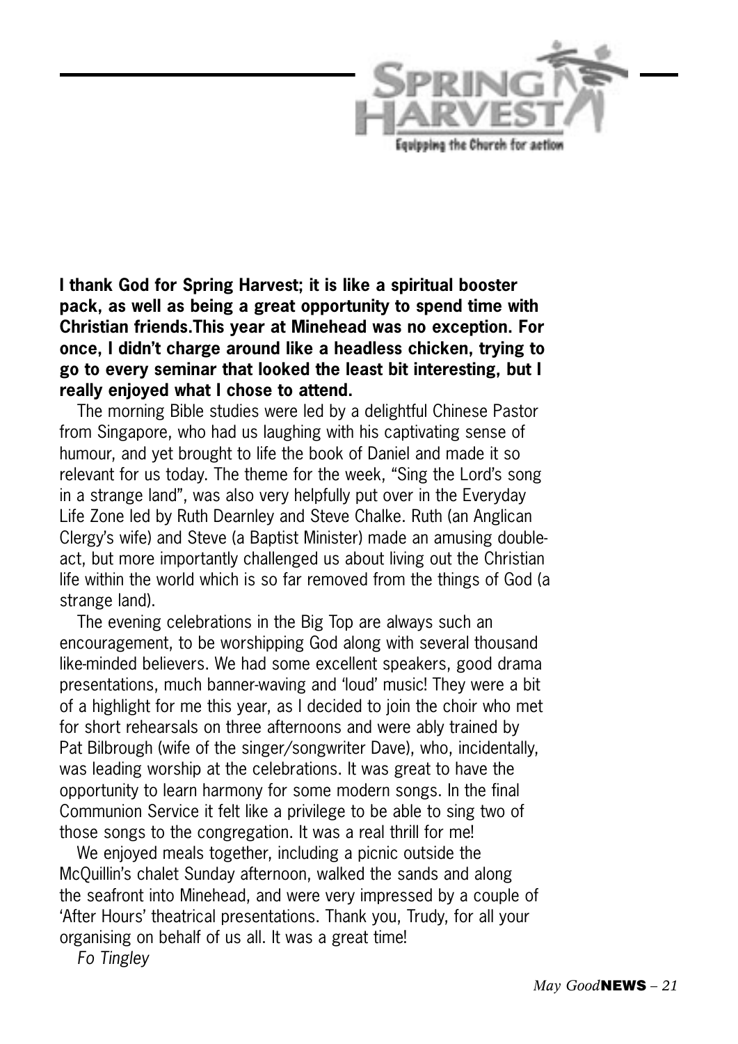# Spring Harvest

Equipping the Church for action

**I thank God for Spring Harvest; it is like a spiritual booster pack, as well as being a great opportunity to spend time with Christian friends.This year at Minehead was no exception. For once, I didn't charge around like a headless chicken, trying to go to every seminar that looked the least bit interesting, but I really enjoyed what I chose to attend.**

The morning Bible studies were led by a delightful Chinese Pastor from Singapore, who had us laughing with his captivating sense of humour, and yet brought to life the book of Daniel and made it so relevant for us today. The theme for the week, "Sing the Lord's song in a strange land", was also very helpfully put over in the Everyday Life Zone led by Ruth Dearnley and Steve Chalke. Ruth (an Anglican Clergy's wife) and Steve (a Baptist Minister) made an amusing double-act, but more importantly challenged us about living out the Christian life within the world which is so far removed from the things of God (a strange land).

The evening celebrations in the Big Top are always such an encouragement, to be worshipping God along with several thousand like-minded believers. We had some excellent speakers, good drama presentations, much banner-waving and 'loud' music! They were a bit of a highlight for me this year, as I decided to join the choir who met for short rehearsals on three afternoons and were ably trained by Pat Bilbrough (wife of the singer/songwriter Dave), who, incidentally, was leading worship at the celebrations. It was great to have the opportunity to learn harmony for some modern songs. In the final Communion Service it felt like a privilege to be able to sing two of those songs to the congregation. It was a real thrill for me!

We enjoyed meals together, including a picnic outside the McQuillin's chalet Sunday afternoon, walked the sands and along the seafront into Minehead, and were very impressed by a couple of 'After Hours' theatrical presentations. Thank you, Trudy, for all your organising on behalf of us all. It was a great time!

*Fo Tingley*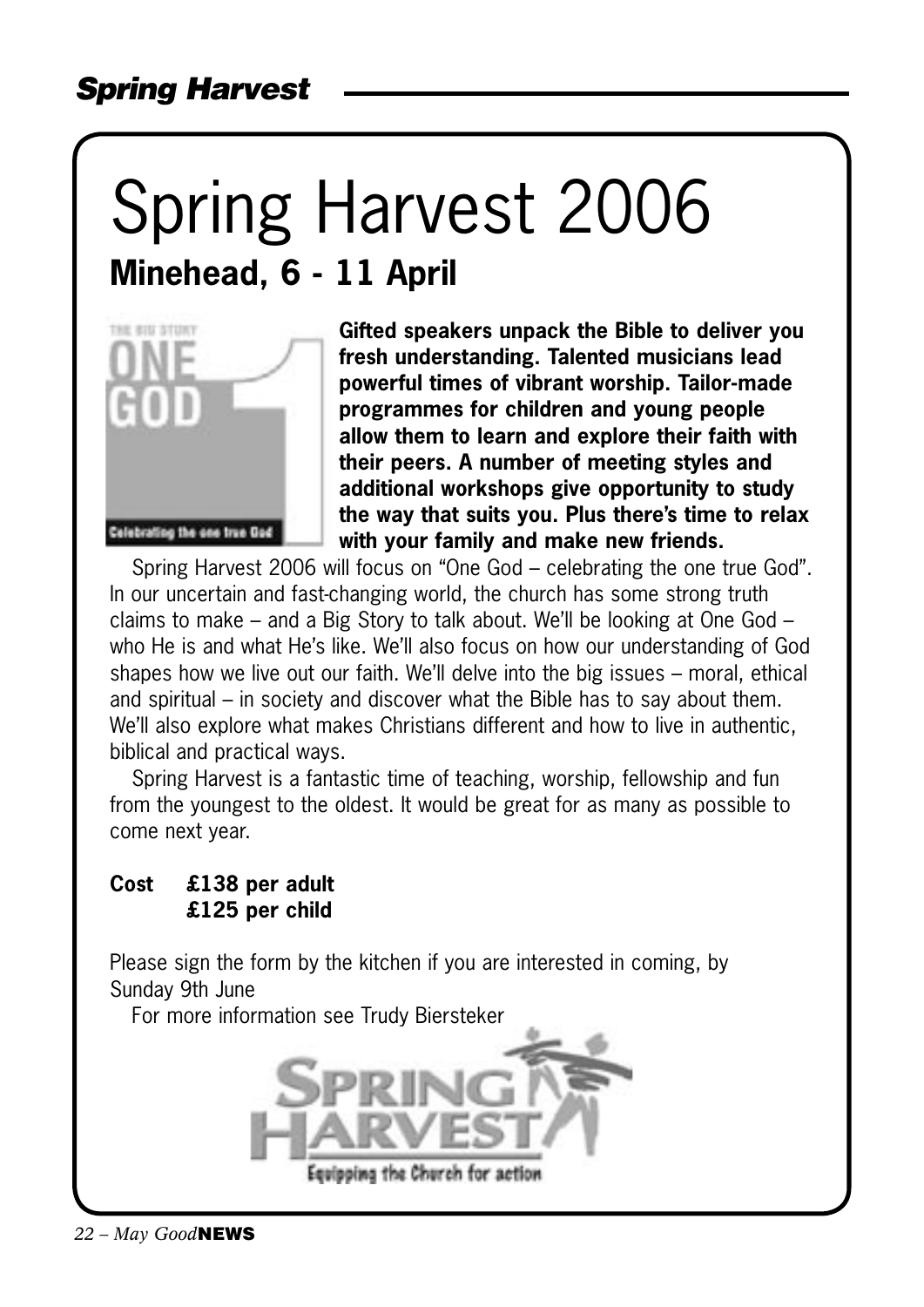# Spring Harvest 2006

## Minehead, 6 - 11 April

**Gifted speakers unpack the Bible to deliver you fresh understanding. Talented musicians lead powerful times of vibrant worship. Tailor-made programmes for children and young people allow them to learn and explore their faith with their peers. A number of meeting styles and additional workshops give opportunity to study the way that suits you. Plus there's time to relax with your family and make new friends.**

Spring Harvest 2006 will focus on "One God – celebrating the one true God". In our uncertain and fast-changing world, the church has some strong truth claims to make – and a Big Story to talk about. We'll be looking at One God – who He is and what He's like. We'll also focus on how our understanding of God shapes how we live out our faith. We'll delve into the big issues – moral, ethical and spiritual – in society and discover what the Bible has to say about them. We'll also explore what makes Christians different and how to live in authentic, biblical and practical ways.

Spring Harvest is a fantastic time of teaching, worship, fellowship and fun from the youngest to the oldest. It would be great for as many as possible to come next year.

**Cost £138 per adult**
**£125 per child**

Please sign the form by the kitchen if you are interested in coming, by Sunday 9th June

For more information see Trudy Biersteker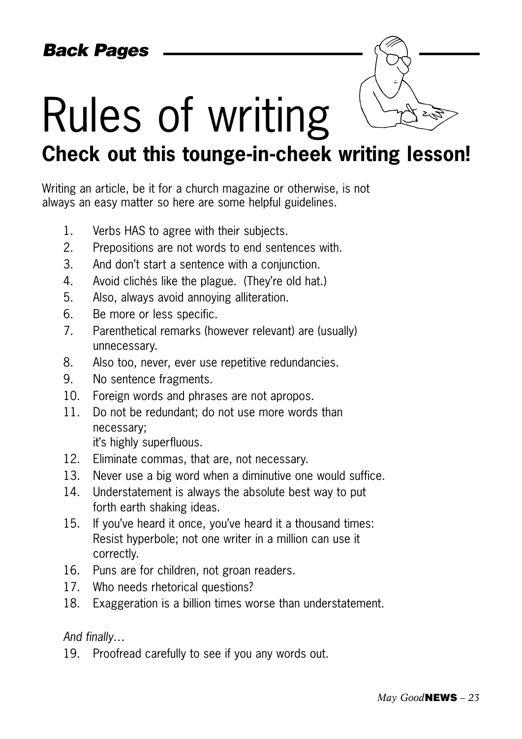*Back Pages*

# Rules of writing

## Check out this tounge-in-cheek writing lesson!

Writing an article, be it for a church magazine or otherwise, is not always an easy matter so here are some helpful guidelines.

1. Verbs HAS to agree with their subjects.
2. Prepositions are not words to end sentences with.
3. And don't start a sentence with a conjunction.
4. Avoid clichés like the plague. (They're old hat.)
5. Also, always avoid annoying alliteration.
6. Be more or less specific.
7. Parenthetical remarks (however relevant) are (usually) unnecessary.
8. Also too, never, ever use repetitive redundancies.
9. No sentence fragments.
10. Foreign words and phrases are not apropos.
11. Do not be redundant; do not use more words than necessary;
    it's highly superfluous.
12. Eliminate commas, that are, not necessary.
13. Never use a big word when a diminutive one would suffice.
14. Understatement is always the absolute best way to put forth earth shaking ideas.
15. If you've heard it once, you've heard it a thousand times: Resist hyperbole; not one writer in a million can use it correctly.
16. Puns are for children, not groan readers.
17. Who needs rhetorical questions?
18. Exaggeration is a billion times worse than understatement.

*And finally…*

19. Proofread carefully to see if you any words out.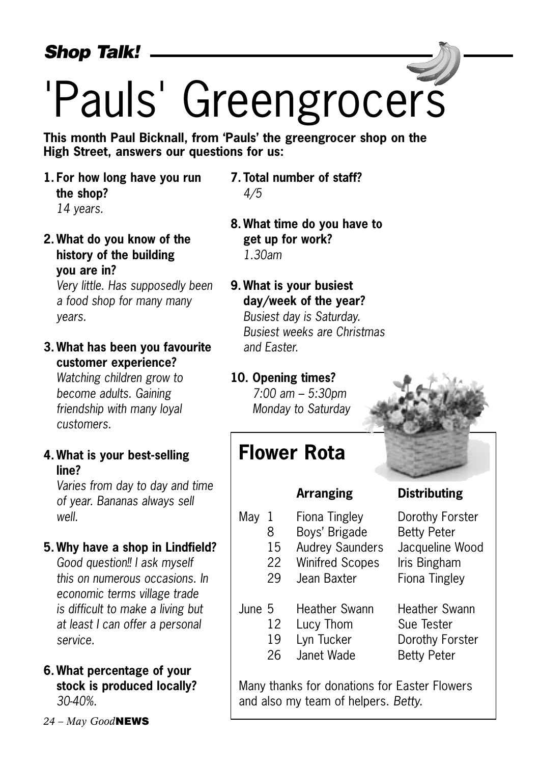*Shop Talk!*

# 'Pauls' Greengrocers

**This month Paul Bicknall, from 'Pauls' the greengrocer shop on the High Street, answers our questions for us:**

**1. For how long have you run the shop?**
*14 years.*

**2. What do you know of the history of the building you are in?**
*Very little. Has supposedly been a food shop for many many years.*

**3. What has been you favourite customer experience?**
*Watching children grow to become adults. Gaining friendship with many loyal customers.*

**4. What is your best-selling line?**
*Varies from day to day and time of year. Bananas always sell well.*

**5. Why have a shop in Lindfield?**
*Good question!! I ask myself this on numerous occasions. In economic terms village trade is difficult to make a living but at least I can offer a personal service.*

**6. What percentage of your stock is produced locally?**
*30-40%.*

**7. Total number of staff?**
*4/5*

**8. What time do you have to get up for work?**
*1.30am*

**9. What is your busiest day/week of the year?**
*Busiest day is Saturday. Busiest weeks are Christmas and Easter.*

**10. Opening times?**
*7:00 am – 5:30pm Monday to Saturday*

## Flower Rota

| | | Arranging | Distributing |
|---|---|---|---|
| May | 1 | Fiona Tingley | Dorothy Forster |
| | 8 | Boys' Brigade | Betty Peter |
| | 15 | Audrey Saunders | Jacqueline Wood |
| | 22 | Winifred Scopes | Iris Bingham |
| | 29 | Jean Baxter | Fiona Tingley |
| June | 5 | Heather Swann | Heather Swann |
| | 12 | Lucy Thom | Sue Tester |
| | 19 | Lyn Tucker | Dorothy Forster |
| | 26 | Janet Wade | Betty Peter |

Many thanks for donations for Easter Flowers and also my team of helpers. *Betty.*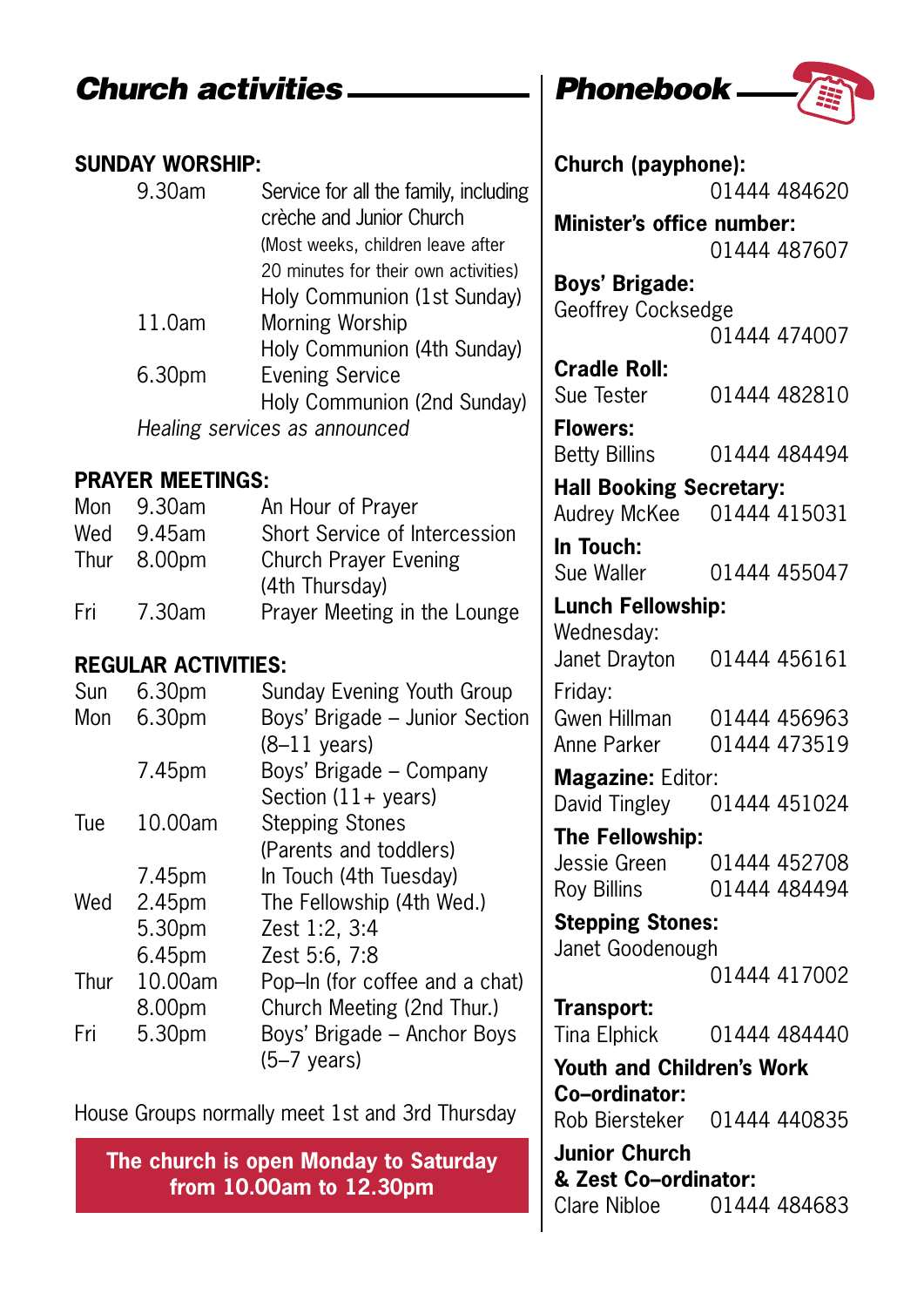## Church activities

### SUNDAY WORSHIP:

| | |
|---|---|
| 9.30am | Service for all the family, including crèche and Junior Church (Most weeks, children leave after 20 minutes for their own activities) Holy Communion (1st Sunday) |
| 11.0am | Morning Worship Holy Communion (4th Sunday) |
| 6.30pm | Evening Service Holy Communion (2nd Sunday) |

*Healing services as announced*

### PRAYER MEETINGS:

| | | |
|---|---|---|
| Mon | 9.30am | An Hour of Prayer |
| Wed | 9.45am | Short Service of Intercession |
| Thur | 8.00pm | Church Prayer Evening (4th Thursday) |
| Fri | 7.30am | Prayer Meeting in the Lounge |

### REGULAR ACTIVITIES:

| | | |
|---|---|---|
| Sun | 6.30pm | Sunday Evening Youth Group |
| Mon | 6.30pm | Boys' Brigade – Junior Section (8–11 years) |
| | 7.45pm | Boys' Brigade – Company Section (11+ years) |
| Tue | 10.00am | Stepping Stones (Parents and toddlers) |
| | 7.45pm | In Touch (4th Tuesday) |
| Wed | 2.45pm | The Fellowship (4th Wed.) |
| | 5.30pm | Zest 1:2, 3:4 |
| | 6.45pm | Zest 5:6, 7:8 |
| Thur | 10.00am | Pop–In (for coffee and a chat) |
| | 8.00pm | Church Meeting (2nd Thur.) |
| Fri | 5.30pm | Boys' Brigade – Anchor Boys (5–7 years) |

House Groups normally meet 1st and 3rd Thursday

**The church is open Monday to Saturday from 10.00am to 12.30pm**

## Phonebook

**Church (payphone):** 01444 484620

**Minister's office number:** 01444 487607

**Boys' Brigade:**
Geoffrey Cocksedge 01444 474007

**Cradle Roll:**
Sue Tester 01444 482810

**Flowers:**
Betty Billins 01444 484494

**Hall Booking Secretary:**
Audrey McKee 01444 415031

**In Touch:**
Sue Waller 01444 455047

**Lunch Fellowship:**
Wednesday:
Janet Drayton 01444 456161
Friday:
Gwen Hillman 01444 456963
Anne Parker 01444 473519

**Magazine:** Editor:
David Tingley 01444 451024

**The Fellowship:**
Jessie Green 01444 452708
Roy Billins 01444 484494

**Stepping Stones:**
Janet Goodenough 01444 417002

**Transport:**
Tina Elphick 01444 484440

**Youth and Children's Work Co–ordinator:**
Rob Biersteker 01444 440835

**Junior Church & Zest Co–ordinator:**
Clare Nibloe 01444 484683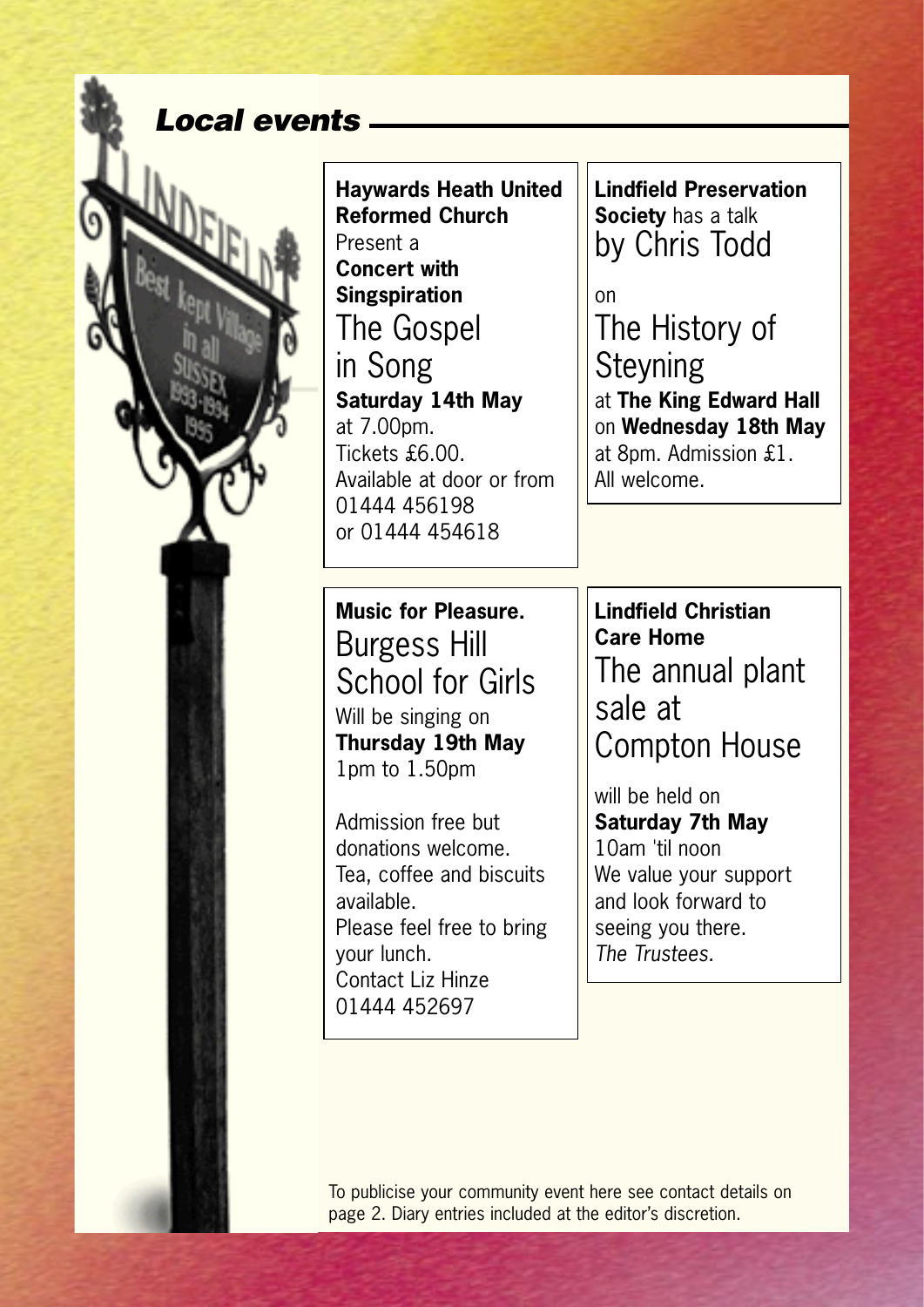## Local events

**Haywards Heath United Reformed Church**
Present a
**Concert with Singspiration**
The Gospel in Song
**Saturday 14th May**
at 7.00pm.
Tickets £6.00.
Available at door or from
01444 456198
or 01444 454618

**Lindfield Preservation Society** has a talk
by Chris Todd

on
The History of Steyning
at **The King Edward Hall**
on **Wednesday 18th May**
at 8pm. Admission £1.
All welcome.

**Music for Pleasure.**
Burgess Hill School for Girls
Will be singing on
**Thursday 19th May**
1pm to 1.50pm

Admission free but donations welcome.
Tea, coffee and biscuits available.
Please feel free to bring your lunch.
Contact Liz Hinze
01444 452697

**Lindfield Christian Care Home**
The annual plant sale at Compton House

will be held on
**Saturday 7th May**
10am 'til noon
We value your support and look forward to seeing you there.
*The Trustees.*

To publicise your community event here see contact details on page 2. Diary entries included at the editor's discretion.